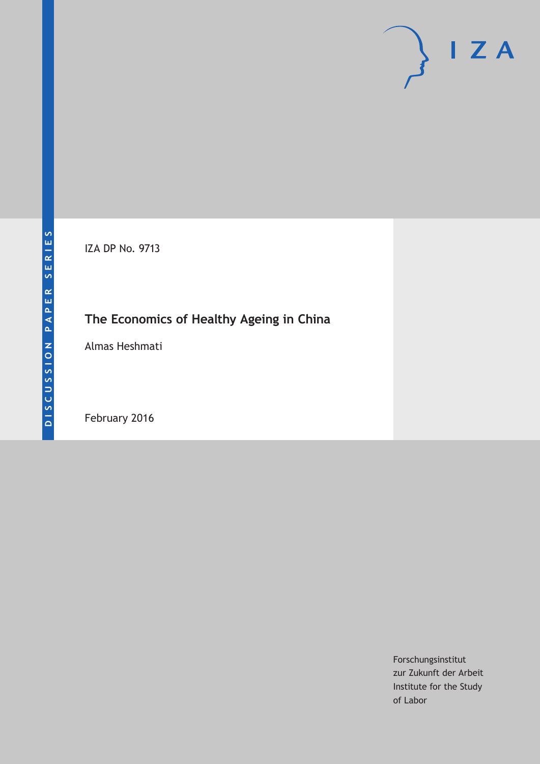DISCUSSION PAPER SERIES

IZA DP No. 9713

# The Economics of Healthy Ageing in China

Almas Heshmati

February 2016

Forschungsinstitut
zur Zukunft der Arbeit
Institute for the Study
of Labor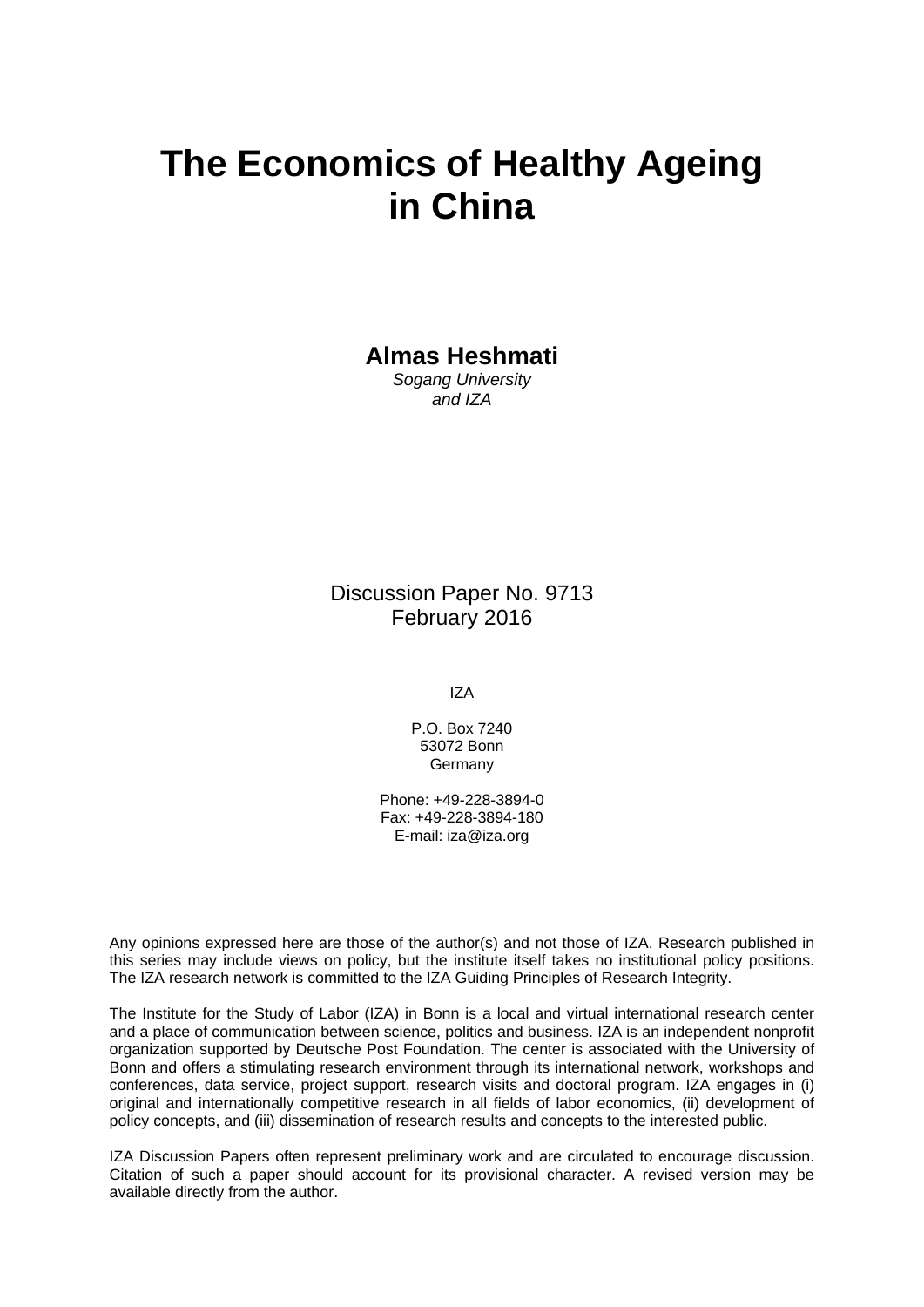# The Economics of Healthy Ageing in China

**Almas Heshmati**
*Sogang University*
*and IZA*

Discussion Paper No. 9713
February 2016

IZA

P.O. Box 7240
53072 Bonn
Germany

Phone: +49-228-3894-0
Fax: +49-228-3894-180
E-mail: iza@iza.org

Any opinions expressed here are those of the author(s) and not those of IZA. Research published in this series may include views on policy, but the institute itself takes no institutional policy positions. The IZA research network is committed to the IZA Guiding Principles of Research Integrity.

The Institute for the Study of Labor (IZA) in Bonn is a local and virtual international research center and a place of communication between science, politics and business. IZA is an independent nonprofit organization supported by Deutsche Post Foundation. The center is associated with the University of Bonn and offers a stimulating research environment through its international network, workshops and conferences, data service, project support, research visits and doctoral program. IZA engages in (i) original and internationally competitive research in all fields of labor economics, (ii) development of policy concepts, and (iii) dissemination of research results and concepts to the interested public.

IZA Discussion Papers often represent preliminary work and are circulated to encourage discussion. Citation of such a paper should account for its provisional character. A revised version may be available directly from the author.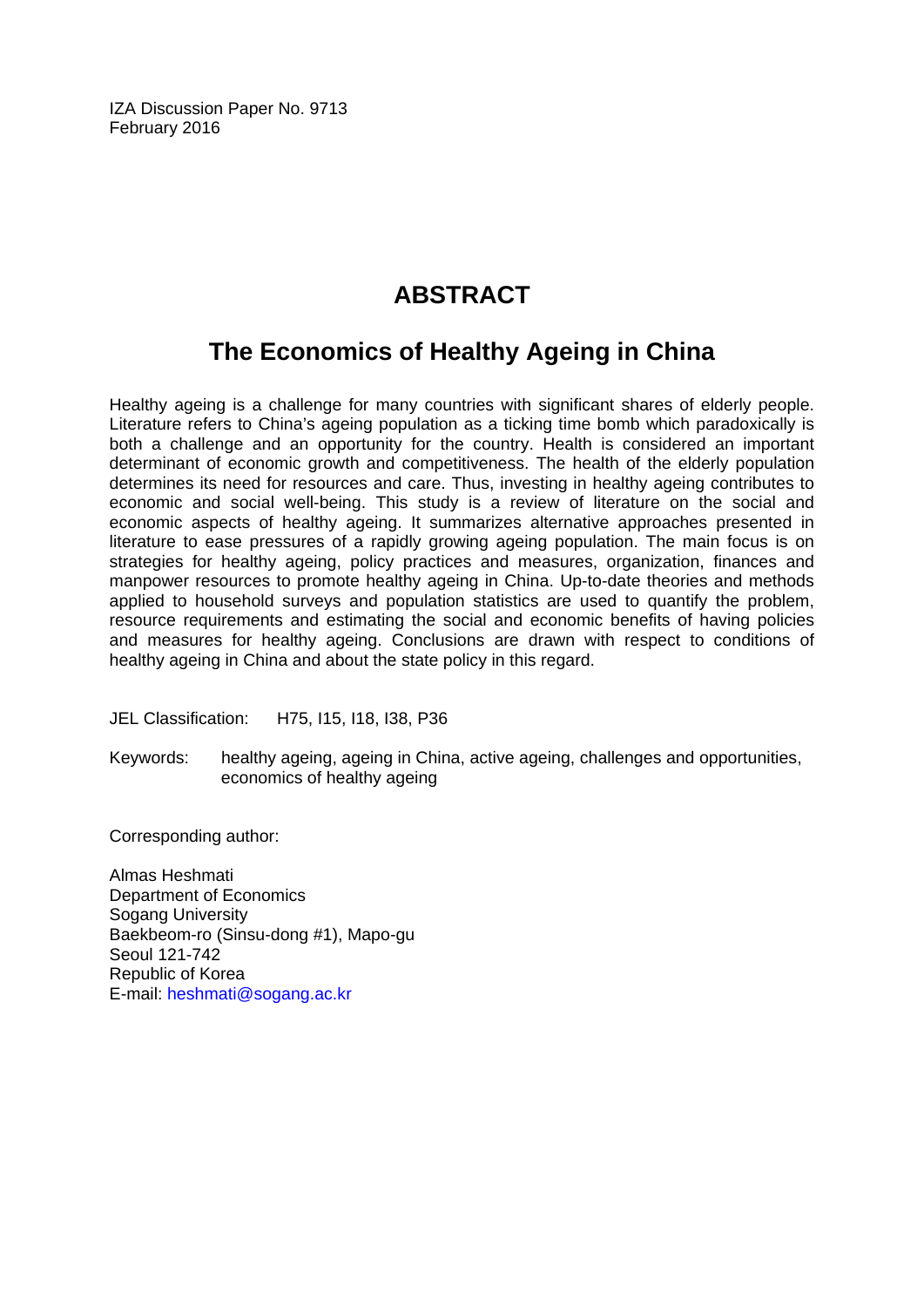IZA Discussion Paper No. 9713
February 2016

# ABSTRACT

## The Economics of Healthy Ageing in China

Healthy ageing is a challenge for many countries with significant shares of elderly people. Literature refers to China's ageing population as a ticking time bomb which paradoxically is both a challenge and an opportunity for the country. Health is considered an important determinant of economic growth and competitiveness. The health of the elderly population determines its need for resources and care. Thus, investing in healthy ageing contributes to economic and social well-being. This study is a review of literature on the social and economic aspects of healthy ageing. It summarizes alternative approaches presented in literature to ease pressures of a rapidly growing ageing population. The main focus is on strategies for healthy ageing, policy practices and measures, organization, finances and manpower resources to promote healthy ageing in China. Up-to-date theories and methods applied to household surveys and population statistics are used to quantify the problem, resource requirements and estimating the social and economic benefits of having policies and measures for healthy ageing. Conclusions are drawn with respect to conditions of healthy ageing in China and about the state policy in this regard.

JEL Classification: H75, I15, I18, I38, P36

Keywords: healthy ageing, ageing in China, active ageing, challenges and opportunities, economics of healthy ageing

Corresponding author:

Almas Heshmati
Department of Economics
Sogang University
Baekbeom-ro (Sinsu-dong #1), Mapo-gu
Seoul 121-742
Republic of Korea
E-mail: heshmati@sogang.ac.kr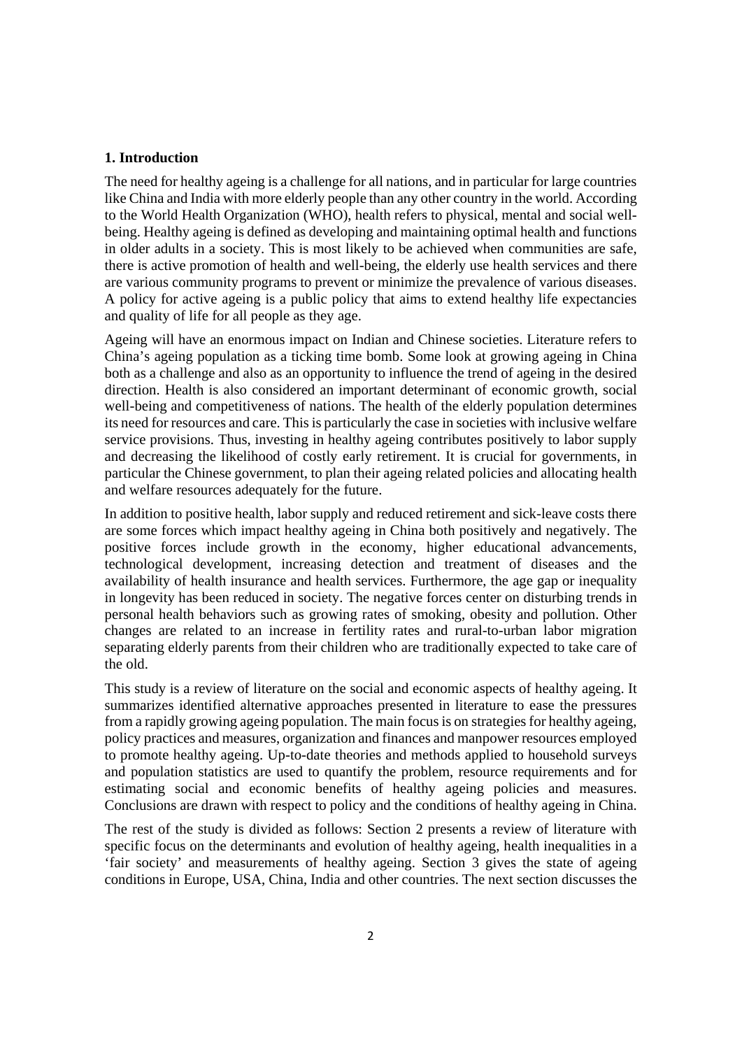## 1. Introduction

The need for healthy ageing is a challenge for all nations, and in particular for large countries like China and India with more elderly people than any other country in the world. According to the World Health Organization (WHO), health refers to physical, mental and social well-being. Healthy ageing is defined as developing and maintaining optimal health and functions in older adults in a society. This is most likely to be achieved when communities are safe, there is active promotion of health and well-being, the elderly use health services and there are various community programs to prevent or minimize the prevalence of various diseases. A policy for active ageing is a public policy that aims to extend healthy life expectancies and quality of life for all people as they age.

Ageing will have an enormous impact on Indian and Chinese societies. Literature refers to China's ageing population as a ticking time bomb. Some look at growing ageing in China both as a challenge and also as an opportunity to influence the trend of ageing in the desired direction. Health is also considered an important determinant of economic growth, social well-being and competitiveness of nations. The health of the elderly population determines its need for resources and care. This is particularly the case in societies with inclusive welfare service provisions. Thus, investing in healthy ageing contributes positively to labor supply and decreasing the likelihood of costly early retirement. It is crucial for governments, in particular the Chinese government, to plan their ageing related policies and allocating health and welfare resources adequately for the future.

In addition to positive health, labor supply and reduced retirement and sick-leave costs there are some forces which impact healthy ageing in China both positively and negatively. The positive forces include growth in the economy, higher educational advancements, technological development, increasing detection and treatment of diseases and the availability of health insurance and health services. Furthermore, the age gap or inequality in longevity has been reduced in society. The negative forces center on disturbing trends in personal health behaviors such as growing rates of smoking, obesity and pollution. Other changes are related to an increase in fertility rates and rural-to-urban labor migration separating elderly parents from their children who are traditionally expected to take care of the old.

This study is a review of literature on the social and economic aspects of healthy ageing. It summarizes identified alternative approaches presented in literature to ease the pressures from a rapidly growing ageing population. The main focus is on strategies for healthy ageing, policy practices and measures, organization and finances and manpower resources employed to promote healthy ageing. Up-to-date theories and methods applied to household surveys and population statistics are used to quantify the problem, resource requirements and for estimating social and economic benefits of healthy ageing policies and measures. Conclusions are drawn with respect to policy and the conditions of healthy ageing in China.

The rest of the study is divided as follows: Section 2 presents a review of literature with specific focus on the determinants and evolution of healthy ageing, health inequalities in a 'fair society' and measurements of healthy ageing. Section 3 gives the state of ageing conditions in Europe, USA, China, India and other countries. The next section discusses the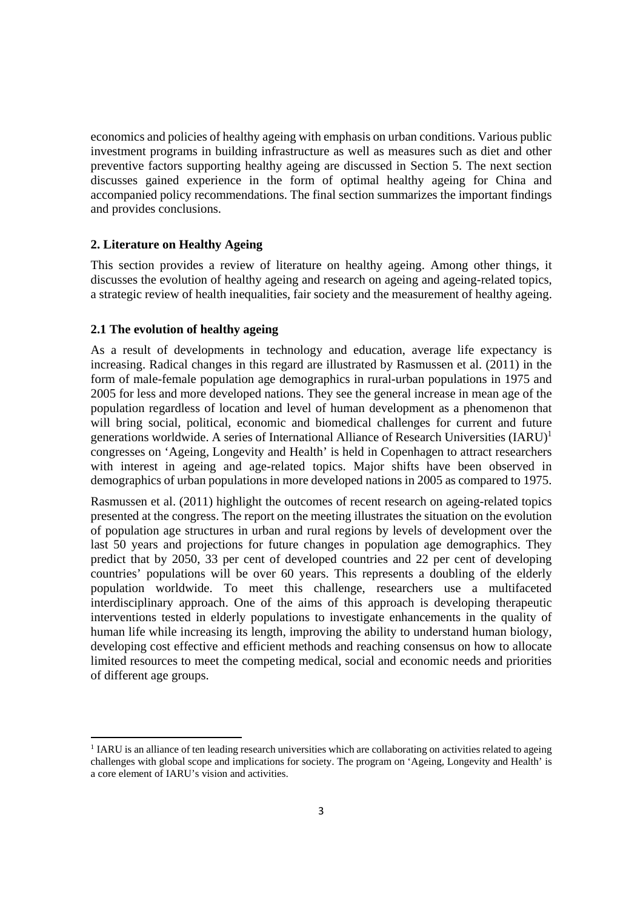economics and policies of healthy ageing with emphasis on urban conditions. Various public investment programs in building infrastructure as well as measures such as diet and other preventive factors supporting healthy ageing are discussed in Section 5. The next section discusses gained experience in the form of optimal healthy ageing for China and accompanied policy recommendations. The final section summarizes the important findings and provides conclusions.

## 2. Literature on Healthy Ageing

This section provides a review of literature on healthy ageing. Among other things, it discusses the evolution of healthy ageing and research on ageing and ageing-related topics, a strategic review of health inequalities, fair society and the measurement of healthy ageing.

### 2.1 The evolution of healthy ageing

As a result of developments in technology and education, average life expectancy is increasing. Radical changes in this regard are illustrated by Rasmussen et al. (2011) in the form of male-female population age demographics in rural-urban populations in 1975 and 2005 for less and more developed nations. They see the general increase in mean age of the population regardless of location and level of human development as a phenomenon that will bring social, political, economic and biomedical challenges for current and future generations worldwide. A series of International Alliance of Research Universities (IARU)[1] congresses on 'Ageing, Longevity and Health' is held in Copenhagen to attract researchers with interest in ageing and age-related topics. Major shifts have been observed in demographics of urban populations in more developed nations in 2005 as compared to 1975.

Rasmussen et al. (2011) highlight the outcomes of recent research on ageing-related topics presented at the congress. The report on the meeting illustrates the situation on the evolution of population age structures in urban and rural regions by levels of development over the last 50 years and projections for future changes in population age demographics. They predict that by 2050, 33 per cent of developed countries and 22 per cent of developing countries' populations will be over 60 years. This represents a doubling of the elderly population worldwide. To meet this challenge, researchers use a multifaceted interdisciplinary approach. One of the aims of this approach is developing therapeutic interventions tested in elderly populations to investigate enhancements in the quality of human life while increasing its length, improving the ability to understand human biology, developing cost effective and efficient methods and reaching consensus on how to allocate limited resources to meet the competing medical, social and economic needs and priorities of different age groups.

[1] IARU is an alliance of ten leading research universities which are collaborating on activities related to ageing challenges with global scope and implications for society. The program on 'Ageing, Longevity and Health' is a core element of IARU's vision and activities.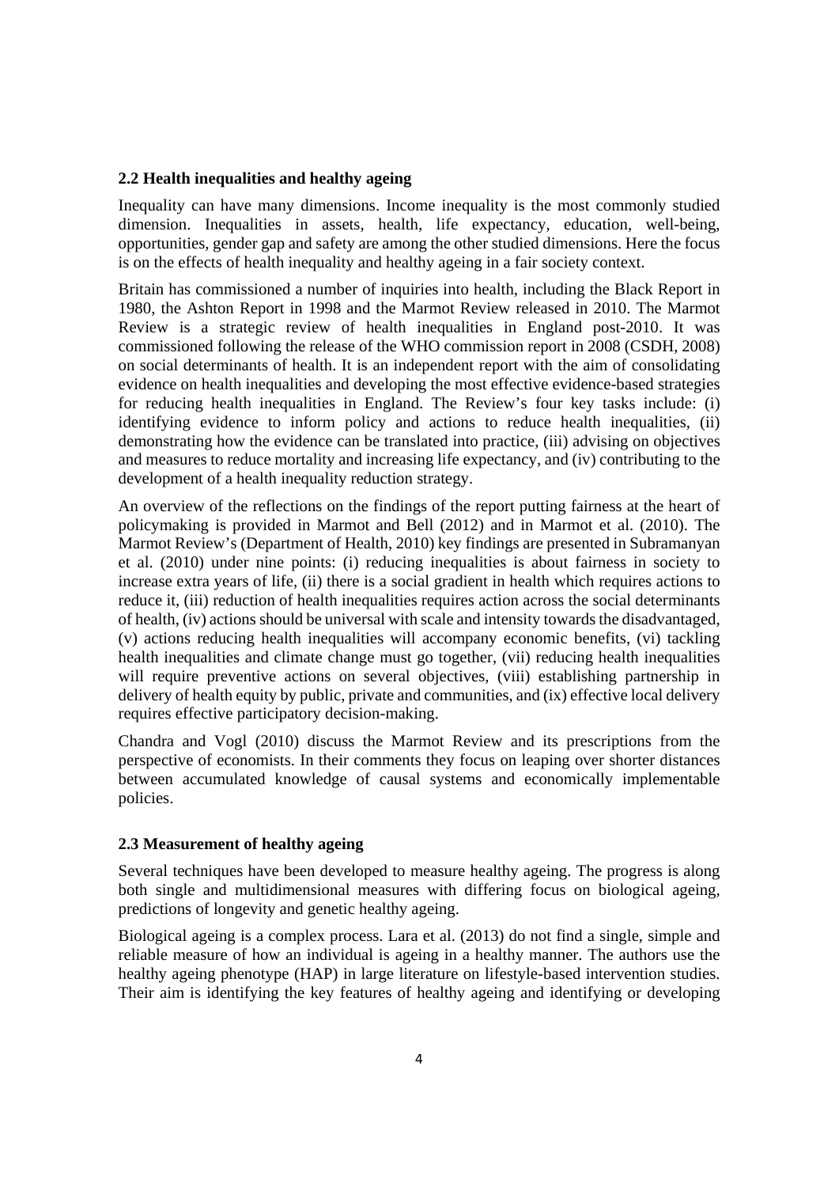### 2.2 Health inequalities and healthy ageing

Inequality can have many dimensions. Income inequality is the most commonly studied dimension. Inequalities in assets, health, life expectancy, education, well-being, opportunities, gender gap and safety are among the other studied dimensions. Here the focus is on the effects of health inequality and healthy ageing in a fair society context.

Britain has commissioned a number of inquiries into health, including the Black Report in 1980, the Ashton Report in 1998 and the Marmot Review released in 2010. The Marmot Review is a strategic review of health inequalities in England post-2010. It was commissioned following the release of the WHO commission report in 2008 (CSDH, 2008) on social determinants of health. It is an independent report with the aim of consolidating evidence on health inequalities and developing the most effective evidence-based strategies for reducing health inequalities in England. The Review's four key tasks include: (i) identifying evidence to inform policy and actions to reduce health inequalities, (ii) demonstrating how the evidence can be translated into practice, (iii) advising on objectives and measures to reduce mortality and increasing life expectancy, and (iv) contributing to the development of a health inequality reduction strategy.

An overview of the reflections on the findings of the report putting fairness at the heart of policymaking is provided in Marmot and Bell (2012) and in Marmot et al. (2010). The Marmot Review's (Department of Health, 2010) key findings are presented in Subramanyan et al. (2010) under nine points: (i) reducing inequalities is about fairness in society to increase extra years of life, (ii) there is a social gradient in health which requires actions to reduce it, (iii) reduction of health inequalities requires action across the social determinants of health, (iv) actions should be universal with scale and intensity towards the disadvantaged, (v) actions reducing health inequalities will accompany economic benefits, (vi) tackling health inequalities and climate change must go together, (vii) reducing health inequalities will require preventive actions on several objectives, (viii) establishing partnership in delivery of health equity by public, private and communities, and (ix) effective local delivery requires effective participatory decision-making.

Chandra and Vogl (2010) discuss the Marmot Review and its prescriptions from the perspective of economists. In their comments they focus on leaping over shorter distances between accumulated knowledge of causal systems and economically implementable policies.

### 2.3 Measurement of healthy ageing

Several techniques have been developed to measure healthy ageing. The progress is along both single and multidimensional measures with differing focus on biological ageing, predictions of longevity and genetic healthy ageing.

Biological ageing is a complex process. Lara et al. (2013) do not find a single, simple and reliable measure of how an individual is ageing in a healthy manner. The authors use the healthy ageing phenotype (HAP) in large literature on lifestyle-based intervention studies. Their aim is identifying the key features of healthy ageing and identifying or developing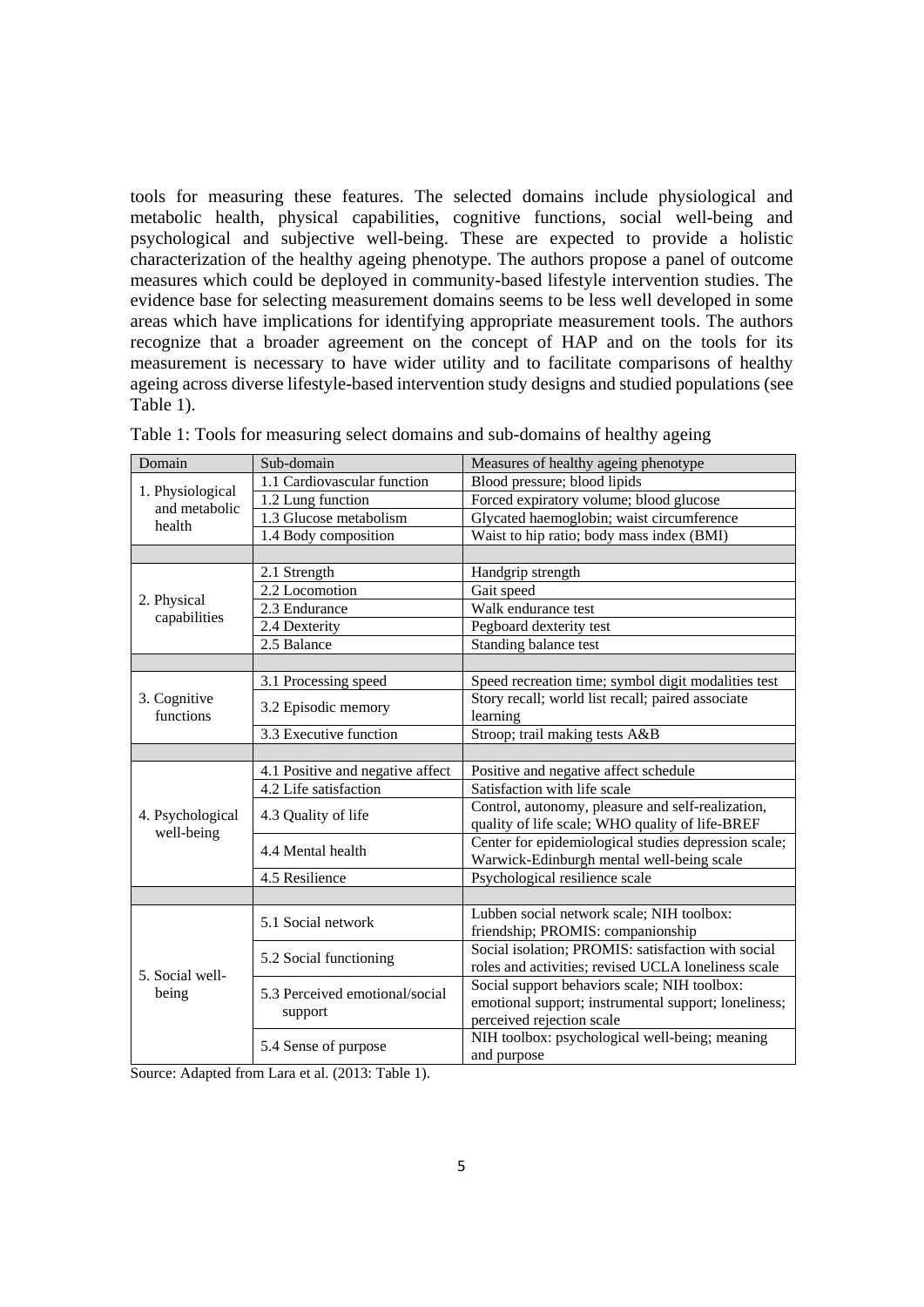tools for measuring these features. The selected domains include physiological and metabolic health, physical capabilities, cognitive functions, social well-being and psychological and subjective well-being. These are expected to provide a holistic characterization of the healthy ageing phenotype. The authors propose a panel of outcome measures which could be deployed in community-based lifestyle intervention studies. The evidence base for selecting measurement domains seems to be less well developed in some areas which have implications for identifying appropriate measurement tools. The authors recognize that a broader agreement on the concept of HAP and on the tools for its measurement is necessary to have wider utility and to facilitate comparisons of healthy ageing across diverse lifestyle-based intervention study designs and studied populations (see Table 1).

Table 1: Tools for measuring select domains and sub-domains of healthy ageing

| Domain | Sub-domain | Measures of healthy ageing phenotype |
|---|---|---|
| 1. Physiological and metabolic health | 1.1 Cardiovascular function | Blood pressure; blood lipids |
| | 1.2 Lung function | Forced expiratory volume; blood glucose |
| | 1.3 Glucose metabolism | Glycated haemoglobin; waist circumference |
| | 1.4 Body composition | Waist to hip ratio; body mass index (BMI) |
| | | |
| 2. Physical capabilities | 2.1 Strength | Handgrip strength |
| | 2.2 Locomotion | Gait speed |
| | 2.3 Endurance | Walk endurance test |
| | 2.4 Dexterity | Pegboard dexterity test |
| | 2.5 Balance | Standing balance test |
| | | |
| 3. Cognitive functions | 3.1 Processing speed | Speed recreation time; symbol digit modalities test |
| | 3.2 Episodic memory | Story recall; world list recall; paired associate learning |
| | 3.3 Executive function | Stroop; trail making tests A&B |
| | | |
| 4. Psychological well-being | 4.1 Positive and negative affect | Positive and negative affect schedule |
| | 4.2 Life satisfaction | Satisfaction with life scale |
| | 4.3 Quality of life | Control, autonomy, pleasure and self-realization, quality of life scale; WHO quality of life-BREF |
| | 4.4 Mental health | Center for epidemiological studies depression scale; Warwick-Edinburgh mental well-being scale |
| | 4.5 Resilience | Psychological resilience scale |
| | | |
| 5. Social well-being | 5.1 Social network | Lubben social network scale; NIH toolbox: friendship; PROMIS: companionship |
| | 5.2 Social functioning | Social isolation; PROMIS: satisfaction with social roles and activities; revised UCLA loneliness scale |
| | 5.3 Perceived emotional/social support | Social support behaviors scale; NIH toolbox: emotional support; instrumental support; loneliness; perceived rejection scale |
| | 5.4 Sense of purpose | NIH toolbox: psychological well-being; meaning and purpose |

Source: Adapted from Lara et al. (2013: Table 1).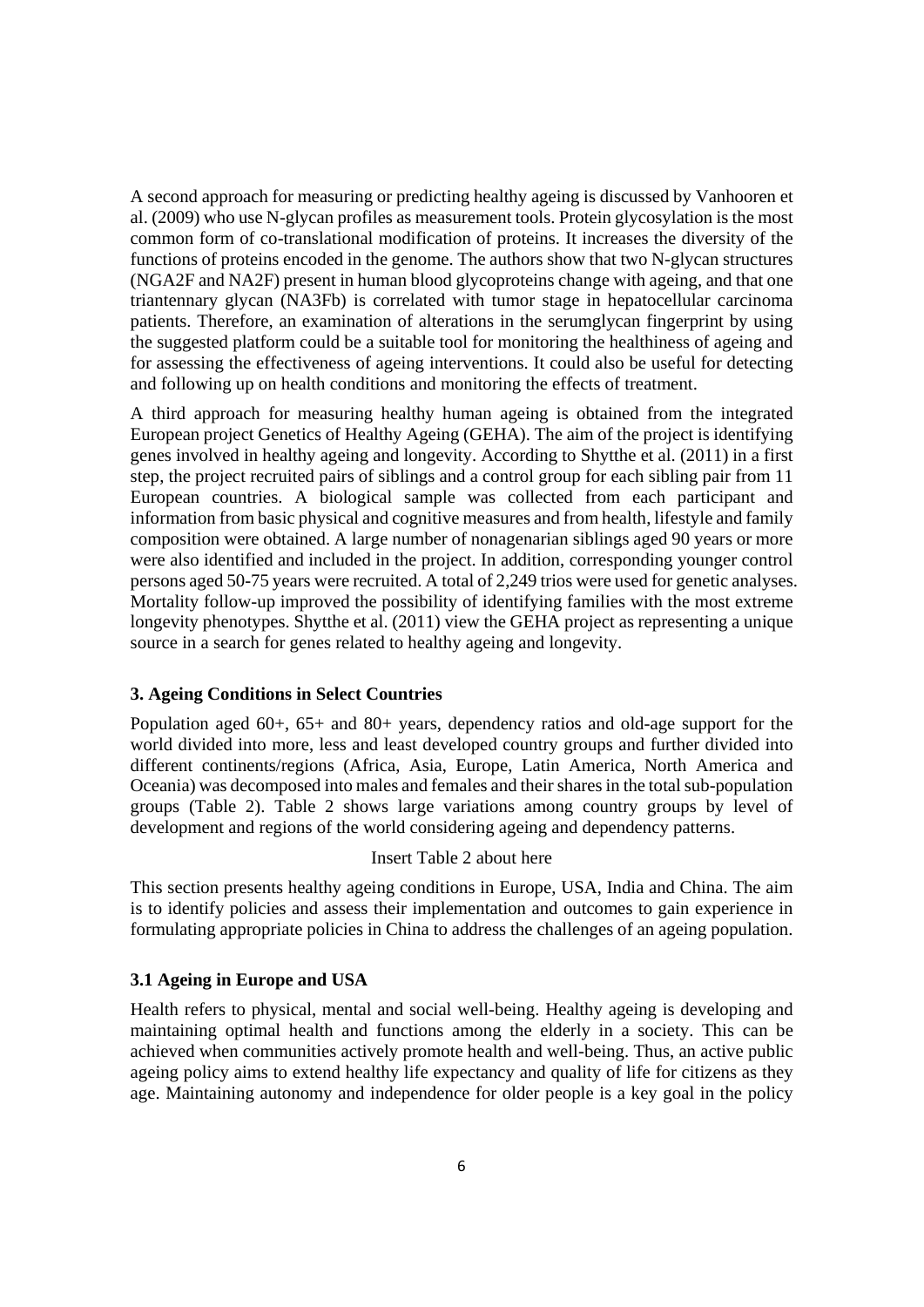A second approach for measuring or predicting healthy ageing is discussed by Vanhooren et al. (2009) who use N-glycan profiles as measurement tools. Protein glycosylation is the most common form of co-translational modification of proteins. It increases the diversity of the functions of proteins encoded in the genome. The authors show that two N-glycan structures (NGA2F and NA2F) present in human blood glycoproteins change with ageing, and that one triantennary glycan (NA3Fb) is correlated with tumor stage in hepatocellular carcinoma patients. Therefore, an examination of alterations in the serumglycan fingerprint by using the suggested platform could be a suitable tool for monitoring the healthiness of ageing and for assessing the effectiveness of ageing interventions. It could also be useful for detecting and following up on health conditions and monitoring the effects of treatment.

A third approach for measuring healthy human ageing is obtained from the integrated European project Genetics of Healthy Ageing (GEHA). The aim of the project is identifying genes involved in healthy ageing and longevity. According to Shytthe et al. (2011) in a first step, the project recruited pairs of siblings and a control group for each sibling pair from 11 European countries. A biological sample was collected from each participant and information from basic physical and cognitive measures and from health, lifestyle and family composition were obtained. A large number of nonagenarian siblings aged 90 years or more were also identified and included in the project. In addition, corresponding younger control persons aged 50-75 years were recruited. A total of 2,249 trios were used for genetic analyses. Mortality follow-up improved the possibility of identifying families with the most extreme longevity phenotypes. Shytthe et al. (2011) view the GEHA project as representing a unique source in a search for genes related to healthy ageing and longevity.

### 3. Ageing Conditions in Select Countries

Population aged 60+, 65+ and 80+ years, dependency ratios and old-age support for the world divided into more, less and least developed country groups and further divided into different continents/regions (Africa, Asia, Europe, Latin America, North America and Oceania) was decomposed into males and females and their shares in the total sub-population groups (Table 2). Table 2 shows large variations among country groups by level of development and regions of the world considering ageing and dependency patterns.

Insert Table 2 about here

This section presents healthy ageing conditions in Europe, USA, India and China. The aim is to identify policies and assess their implementation and outcomes to gain experience in formulating appropriate policies in China to address the challenges of an ageing population.

#### 3.1 Ageing in Europe and USA

Health refers to physical, mental and social well-being. Healthy ageing is developing and maintaining optimal health and functions among the elderly in a society. This can be achieved when communities actively promote health and well-being. Thus, an active public ageing policy aims to extend healthy life expectancy and quality of life for citizens as they age. Maintaining autonomy and independence for older people is a key goal in the policy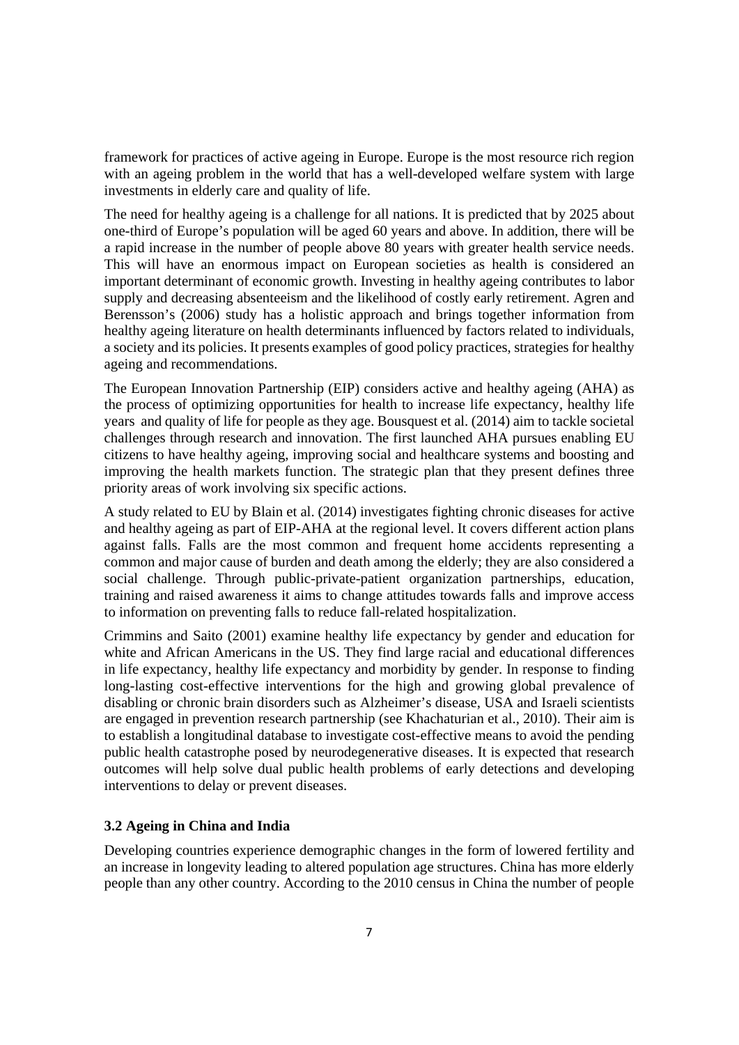framework for practices of active ageing in Europe. Europe is the most resource rich region with an ageing problem in the world that has a well-developed welfare system with large investments in elderly care and quality of life.

The need for healthy ageing is a challenge for all nations. It is predicted that by 2025 about one-third of Europe's population will be aged 60 years and above. In addition, there will be a rapid increase in the number of people above 80 years with greater health service needs. This will have an enormous impact on European societies as health is considered an important determinant of economic growth. Investing in healthy ageing contributes to labor supply and decreasing absenteeism and the likelihood of costly early retirement. Agren and Berensson's (2006) study has a holistic approach and brings together information from healthy ageing literature on health determinants influenced by factors related to individuals, a society and its policies. It presents examples of good policy practices, strategies for healthy ageing and recommendations.

The European Innovation Partnership (EIP) considers active and healthy ageing (AHA) as the process of optimizing opportunities for health to increase life expectancy, healthy life years and quality of life for people as they age. Bousquest et al. (2014) aim to tackle societal challenges through research and innovation. The first launched AHA pursues enabling EU citizens to have healthy ageing, improving social and healthcare systems and boosting and improving the health markets function. The strategic plan that they present defines three priority areas of work involving six specific actions.

A study related to EU by Blain et al. (2014) investigates fighting chronic diseases for active and healthy ageing as part of EIP-AHA at the regional level. It covers different action plans against falls. Falls are the most common and frequent home accidents representing a common and major cause of burden and death among the elderly; they are also considered a social challenge. Through public-private-patient organization partnerships, education, training and raised awareness it aims to change attitudes towards falls and improve access to information on preventing falls to reduce fall-related hospitalization.

Crimmins and Saito (2001) examine healthy life expectancy by gender and education for white and African Americans in the US. They find large racial and educational differences in life expectancy, healthy life expectancy and morbidity by gender. In response to finding long-lasting cost-effective interventions for the high and growing global prevalence of disabling or chronic brain disorders such as Alzheimer's disease, USA and Israeli scientists are engaged in prevention research partnership (see Khachaturian et al., 2010). Their aim is to establish a longitudinal database to investigate cost-effective means to avoid the pending public health catastrophe posed by neurodegenerative diseases. It is expected that research outcomes will help solve dual public health problems of early detections and developing interventions to delay or prevent diseases.

### 3.2 Ageing in China and India

Developing countries experience demographic changes in the form of lowered fertility and an increase in longevity leading to altered population age structures. China has more elderly people than any other country. According to the 2010 census in China the number of people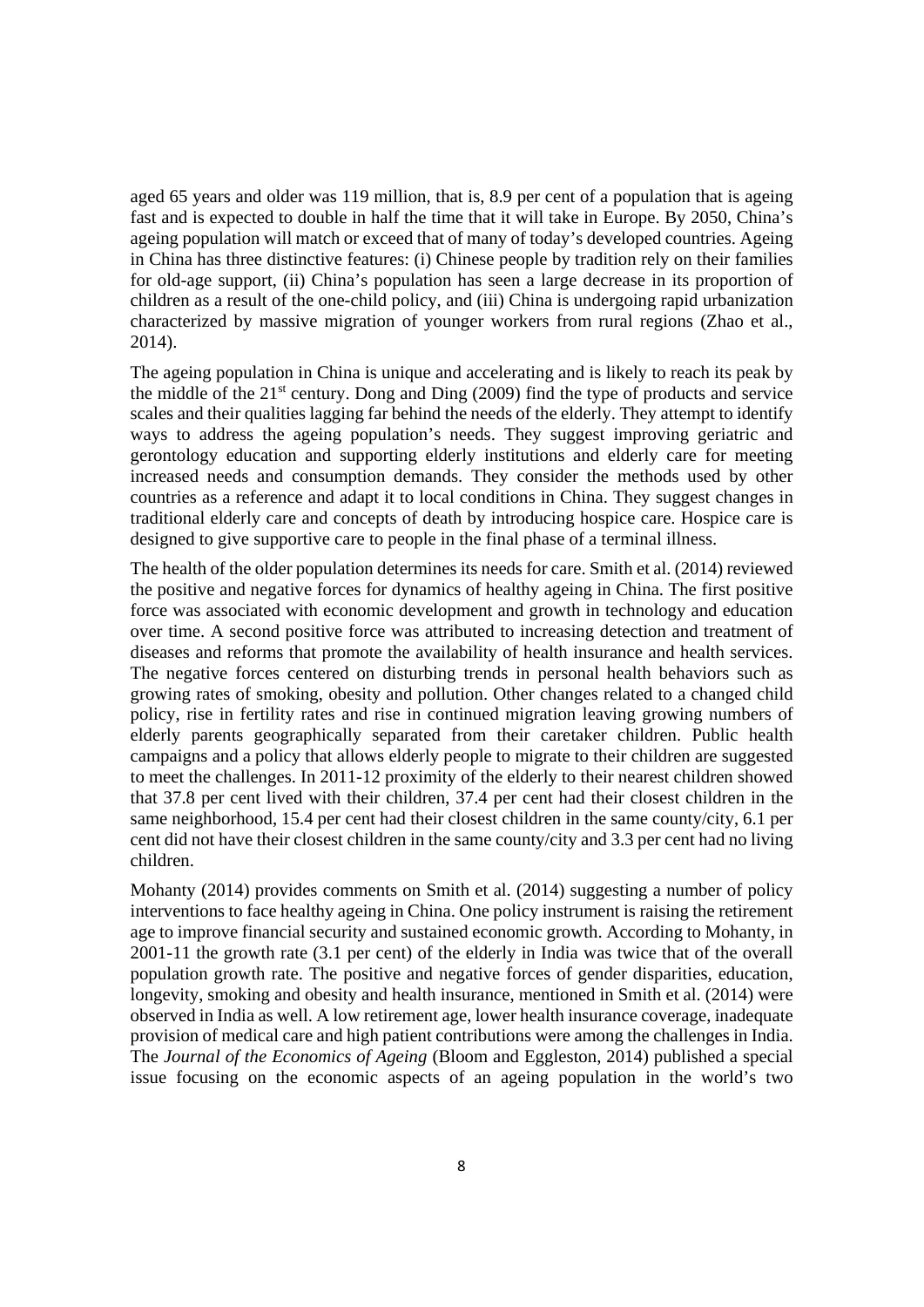aged 65 years and older was 119 million, that is, 8.9 per cent of a population that is ageing fast and is expected to double in half the time that it will take in Europe. By 2050, China's ageing population will match or exceed that of many of today's developed countries. Ageing in China has three distinctive features: (i) Chinese people by tradition rely on their families for old-age support, (ii) China's population has seen a large decrease in its proportion of children as a result of the one-child policy, and (iii) China is undergoing rapid urbanization characterized by massive migration of younger workers from rural regions (Zhao et al., 2014).

The ageing population in China is unique and accelerating and is likely to reach its peak by the middle of the 21st century. Dong and Ding (2009) find the type of products and service scales and their qualities lagging far behind the needs of the elderly. They attempt to identify ways to address the ageing population's needs. They suggest improving geriatric and gerontology education and supporting elderly institutions and elderly care for meeting increased needs and consumption demands. They consider the methods used by other countries as a reference and adapt it to local conditions in China. They suggest changes in traditional elderly care and concepts of death by introducing hospice care. Hospice care is designed to give supportive care to people in the final phase of a terminal illness.

The health of the older population determines its needs for care. Smith et al. (2014) reviewed the positive and negative forces for dynamics of healthy ageing in China. The first positive force was associated with economic development and growth in technology and education over time. A second positive force was attributed to increasing detection and treatment of diseases and reforms that promote the availability of health insurance and health services. The negative forces centered on disturbing trends in personal health behaviors such as growing rates of smoking, obesity and pollution. Other changes related to a changed child policy, rise in fertility rates and rise in continued migration leaving growing numbers of elderly parents geographically separated from their caretaker children. Public health campaigns and a policy that allows elderly people to migrate to their children are suggested to meet the challenges. In 2011-12 proximity of the elderly to their nearest children showed that 37.8 per cent lived with their children, 37.4 per cent had their closest children in the same neighborhood, 15.4 per cent had their closest children in the same county/city, 6.1 per cent did not have their closest children in the same county/city and 3.3 per cent had no living children.

Mohanty (2014) provides comments on Smith et al. (2014) suggesting a number of policy interventions to face healthy ageing in China. One policy instrument is raising the retirement age to improve financial security and sustained economic growth. According to Mohanty, in 2001-11 the growth rate (3.1 per cent) of the elderly in India was twice that of the overall population growth rate. The positive and negative forces of gender disparities, education, longevity, smoking and obesity and health insurance, mentioned in Smith et al. (2014) were observed in India as well. A low retirement age, lower health insurance coverage, inadequate provision of medical care and high patient contributions were among the challenges in India. The *Journal of the Economics of Ageing* (Bloom and Eggleston, 2014) published a special issue focusing on the economic aspects of an ageing population in the world's two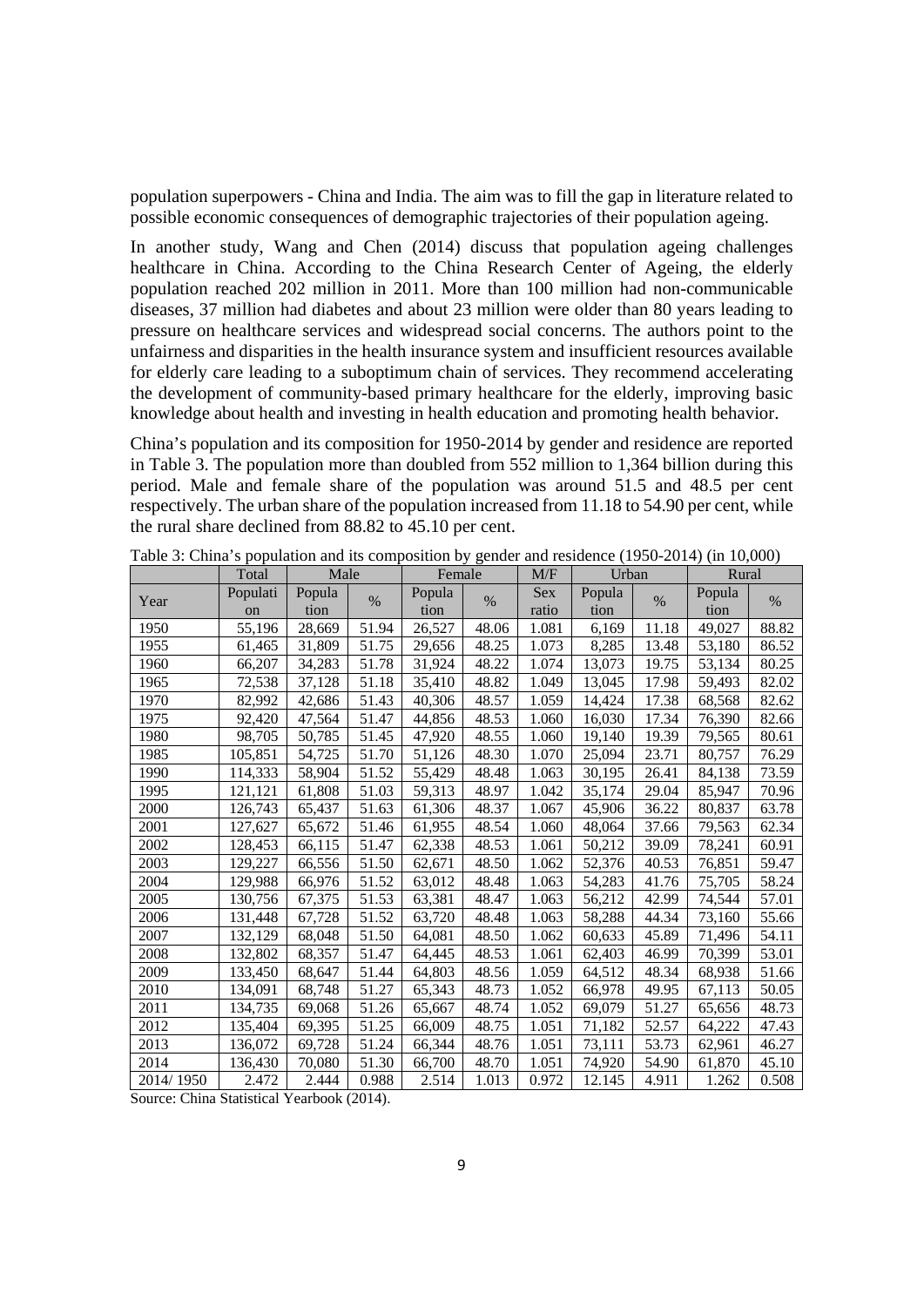population superpowers - China and India. The aim was to fill the gap in literature related to possible economic consequences of demographic trajectories of their population ageing.

In another study, Wang and Chen (2014) discuss that population ageing challenges healthcare in China. According to the China Research Center of Ageing, the elderly population reached 202 million in 2011. More than 100 million had non-communicable diseases, 37 million had diabetes and about 23 million were older than 80 years leading to pressure on healthcare services and widespread social concerns. The authors point to the unfairness and disparities in the health insurance system and insufficient resources available for elderly care leading to a suboptimum chain of services. They recommend accelerating the development of community-based primary healthcare for the elderly, improving basic knowledge about health and investing in health education and promoting health behavior.

China's population and its composition for 1950-2014 by gender and residence are reported in Table 3. The population more than doubled from 552 million to 1,364 billion during this period. Male and female share of the population was around 51.5 and 48.5 per cent respectively. The urban share of the population increased from 11.18 to 54.90 per cent, while the rural share declined from 88.82 to 45.10 per cent.

Table 3: China's population and its composition by gender and residence (1950-2014) (in 10,000)

| | Total | Male | | Female | | M/F | Urban | | Rural | |
|---|---|---|---|---|---|---|---|---|---|---|
| Year | Population | Population | % | Population | % | Sex ratio | Population | % | Population | % |
| 1950 | 55,196 | 28,669 | 51.94 | 26,527 | 48.06 | 1.081 | 6,169 | 11.18 | 49,027 | 88.82 |
| 1955 | 61,465 | 31,809 | 51.75 | 29,656 | 48.25 | 1.073 | 8,285 | 13.48 | 53,180 | 86.52 |
| 1960 | 66,207 | 34,283 | 51.78 | 31,924 | 48.22 | 1.074 | 13,073 | 19.75 | 53,134 | 80.25 |
| 1965 | 72,538 | 37,128 | 51.18 | 35,410 | 48.82 | 1.049 | 13,045 | 17.98 | 59,493 | 82.02 |
| 1970 | 82,992 | 42,686 | 51.43 | 40,306 | 48.57 | 1.059 | 14,424 | 17.38 | 68,568 | 82.62 |
| 1975 | 92,420 | 47,564 | 51.47 | 44,856 | 48.53 | 1.060 | 16,030 | 17.34 | 76,390 | 82.66 |
| 1980 | 98,705 | 50,785 | 51.45 | 47,920 | 48.55 | 1.060 | 19,140 | 19.39 | 79,565 | 80.61 |
| 1985 | 105,851 | 54,725 | 51.70 | 51,126 | 48.30 | 1.070 | 25,094 | 23.71 | 80,757 | 76.29 |
| 1990 | 114,333 | 58,904 | 51.52 | 55,429 | 48.48 | 1.063 | 30,195 | 26.41 | 84,138 | 73.59 |
| 1995 | 121,121 | 61,808 | 51.03 | 59,313 | 48.97 | 1.042 | 35,174 | 29.04 | 85,947 | 70.96 |
| 2000 | 126,743 | 65,437 | 51.63 | 61,306 | 48.37 | 1.067 | 45,906 | 36.22 | 80,837 | 63.78 |
| 2001 | 127,627 | 65,672 | 51.46 | 61,955 | 48.54 | 1.060 | 48,064 | 37.66 | 79,563 | 62.34 |
| 2002 | 128,453 | 66,115 | 51.47 | 62,338 | 48.53 | 1.061 | 50,212 | 39.09 | 78,241 | 60.91 |
| 2003 | 129,227 | 66,556 | 51.50 | 62,671 | 48.50 | 1.062 | 52,376 | 40.53 | 76,851 | 59.47 |
| 2004 | 129,988 | 66,976 | 51.52 | 63,012 | 48.48 | 1.063 | 54,283 | 41.76 | 75,705 | 58.24 |
| 2005 | 130,756 | 67,375 | 51.53 | 63,381 | 48.47 | 1.063 | 56,212 | 42.99 | 74,544 | 57.01 |
| 2006 | 131,448 | 67,728 | 51.52 | 63,720 | 48.48 | 1.063 | 58,288 | 44.34 | 73,160 | 55.66 |
| 2007 | 132,129 | 68,048 | 51.50 | 64,081 | 48.50 | 1.062 | 60,633 | 45.89 | 71,496 | 54.11 |
| 2008 | 132,802 | 68,357 | 51.47 | 64,445 | 48.53 | 1.061 | 62,403 | 46.99 | 70,399 | 53.01 |
| 2009 | 133,450 | 68,647 | 51.44 | 64,803 | 48.56 | 1.059 | 64,512 | 48.34 | 68,938 | 51.66 |
| 2010 | 134,091 | 68,748 | 51.27 | 65,343 | 48.73 | 1.052 | 66,978 | 49.95 | 67,113 | 50.05 |
| 2011 | 134,735 | 69,068 | 51.26 | 65,667 | 48.74 | 1.052 | 69,079 | 51.27 | 65,656 | 48.73 |
| 2012 | 135,404 | 69,395 | 51.25 | 66,009 | 48.75 | 1.051 | 71,182 | 52.57 | 64,222 | 47.43 |
| 2013 | 136,072 | 69,728 | 51.24 | 66,344 | 48.76 | 1.051 | 73,111 | 53.73 | 62,961 | 46.27 |
| 2014 | 136,430 | 70,080 | 51.30 | 66,700 | 48.70 | 1.051 | 74,920 | 54.90 | 61,870 | 45.10 |
| 2014/ 1950 | 2.472 | 2.444 | 0.988 | 2.514 | 1.013 | 0.972 | 12.145 | 4.911 | 1.262 | 0.508 |

Source: China Statistical Yearbook (2014).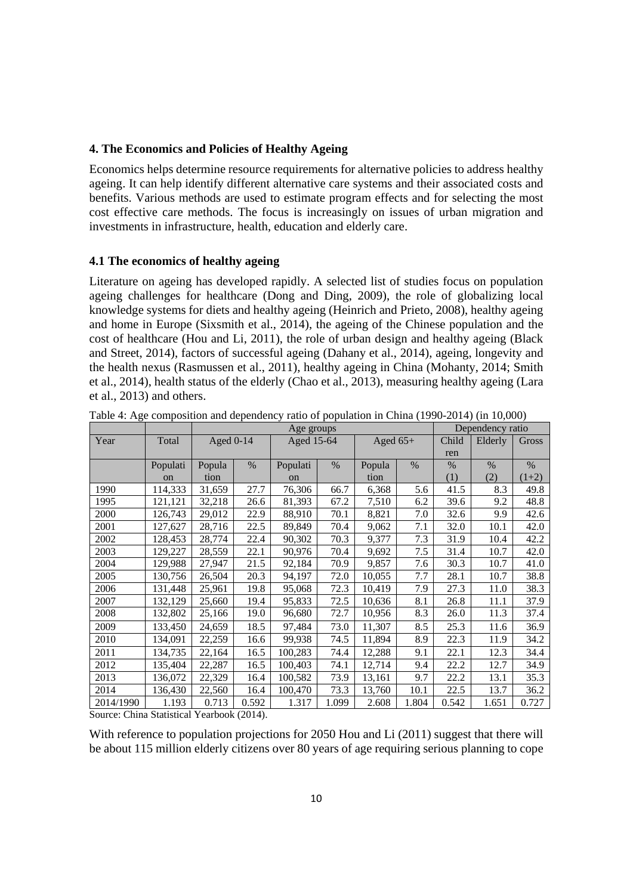## 4. The Economics and Policies of Healthy Ageing

Economics helps determine resource requirements for alternative policies to address healthy ageing. It can help identify different alternative care systems and their associated costs and benefits. Various methods are used to estimate program effects and for selecting the most cost effective care methods. The focus is increasingly on issues of urban migration and investments in infrastructure, health, education and elderly care.

### 4.1 The economics of healthy ageing

Literature on ageing has developed rapidly. A selected list of studies focus on population ageing challenges for healthcare (Dong and Ding, 2009), the role of globalizing local knowledge systems for diets and healthy ageing (Heinrich and Prieto, 2008), healthy ageing and home in Europe (Sixsmith et al., 2014), the ageing of the Chinese population and the cost of healthcare (Hou and Li, 2011), the role of urban design and healthy ageing (Black and Street, 2014), factors of successful ageing (Dahany et al., 2014), ageing, longevity and the health nexus (Rasmussen et al., 2011), healthy ageing in China (Mohanty, 2014; Smith et al., 2014), health status of the elderly (Chao et al., 2013), measuring healthy ageing (Lara et al., 2013) and others.

Table 4: Age composition and dependency ratio of population in China (1990-2014) (in 10,000)

| | | Age groups | | | | | | Dependency ratio | | |
|---|---|---|---|---|---|---|---|---|---|---|
| Year | Total | Aged 0-14 | | Aged 15-64 | | Aged 65+ | | Children | Elderly | Gross |
| | Population | Population | % | Population | % | Population | % | % (1) | % (2) | % (1+2) |
| 1990 | 114,333 | 31,659 | 27.7 | 76,306 | 66.7 | 6,368 | 5.6 | 41.5 | 8.3 | 49.8 |
| 1995 | 121,121 | 32,218 | 26.6 | 81,393 | 67.2 | 7,510 | 6.2 | 39.6 | 9.2 | 48.8 |
| 2000 | 126,743 | 29,012 | 22.9 | 88,910 | 70.1 | 8,821 | 7.0 | 32.6 | 9.9 | 42.6 |
| 2001 | 127,627 | 28,716 | 22.5 | 89,849 | 70.4 | 9,062 | 7.1 | 32.0 | 10.1 | 42.0 |
| 2002 | 128,453 | 28,774 | 22.4 | 90,302 | 70.3 | 9,377 | 7.3 | 31.9 | 10.4 | 42.2 |
| 2003 | 129,227 | 28,559 | 22.1 | 90,976 | 70.4 | 9,692 | 7.5 | 31.4 | 10.7 | 42.0 |
| 2004 | 129,988 | 27,947 | 21.5 | 92,184 | 70.9 | 9,857 | 7.6 | 30.3 | 10.7 | 41.0 |
| 2005 | 130,756 | 26,504 | 20.3 | 94,197 | 72.0 | 10,055 | 7.7 | 28.1 | 10.7 | 38.8 |
| 2006 | 131,448 | 25,961 | 19.8 | 95,068 | 72.3 | 10,419 | 7.9 | 27.3 | 11.0 | 38.3 |
| 2007 | 132,129 | 25,660 | 19.4 | 95,833 | 72.5 | 10,636 | 8.1 | 26.8 | 11.1 | 37.9 |
| 2008 | 132,802 | 25,166 | 19.0 | 96,680 | 72.7 | 10,956 | 8.3 | 26.0 | 11.3 | 37.4 |
| 2009 | 133,450 | 24,659 | 18.5 | 97,484 | 73.0 | 11,307 | 8.5 | 25.3 | 11.6 | 36.9 |
| 2010 | 134,091 | 22,259 | 16.6 | 99,938 | 74.5 | 11,894 | 8.9 | 22.3 | 11.9 | 34.2 |
| 2011 | 134,735 | 22,164 | 16.5 | 100,283 | 74.4 | 12,288 | 9.1 | 22.1 | 12.3 | 34.4 |
| 2012 | 135,404 | 22,287 | 16.5 | 100,403 | 74.1 | 12,714 | 9.4 | 22.2 | 12.7 | 34.9 |
| 2013 | 136,072 | 22,329 | 16.4 | 100,582 | 73.9 | 13,161 | 9.7 | 22.2 | 13.1 | 35.3 |
| 2014 | 136,430 | 22,560 | 16.4 | 100,470 | 73.3 | 13,760 | 10.1 | 22.5 | 13.7 | 36.2 |
| 2014/1990 | 1.193 | 0.713 | 0.592 | 1.317 | 1.099 | 2.608 | 1.804 | 0.542 | 1.651 | 0.727 |

Source: China Statistical Yearbook (2014).

With reference to population projections for 2050 Hou and Li (2011) suggest that there will be about 115 million elderly citizens over 80 years of age requiring serious planning to cope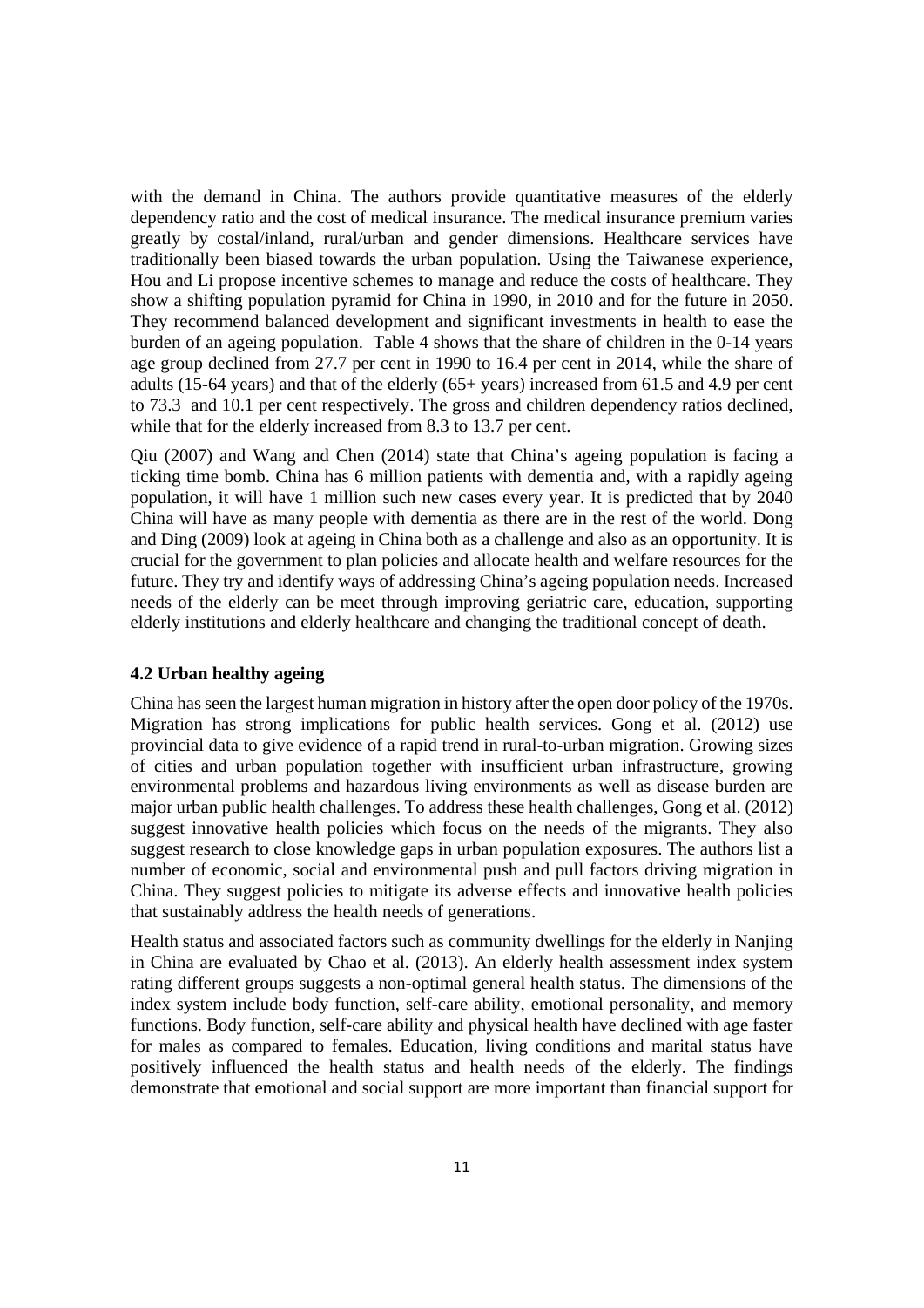with the demand in China. The authors provide quantitative measures of the elderly dependency ratio and the cost of medical insurance. The medical insurance premium varies greatly by costal/inland, rural/urban and gender dimensions. Healthcare services have traditionally been biased towards the urban population. Using the Taiwanese experience, Hou and Li propose incentive schemes to manage and reduce the costs of healthcare. They show a shifting population pyramid for China in 1990, in 2010 and for the future in 2050. They recommend balanced development and significant investments in health to ease the burden of an ageing population. Table 4 shows that the share of children in the 0-14 years age group declined from 27.7 per cent in 1990 to 16.4 per cent in 2014, while the share of adults (15-64 years) and that of the elderly (65+ years) increased from 61.5 and 4.9 per cent to 73.3 and 10.1 per cent respectively. The gross and children dependency ratios declined, while that for the elderly increased from 8.3 to 13.7 per cent.

Qiu (2007) and Wang and Chen (2014) state that China's ageing population is facing a ticking time bomb. China has 6 million patients with dementia and, with a rapidly ageing population, it will have 1 million such new cases every year. It is predicted that by 2040 China will have as many people with dementia as there are in the rest of the world. Dong and Ding (2009) look at ageing in China both as a challenge and also as an opportunity. It is crucial for the government to plan policies and allocate health and welfare resources for the future. They try and identify ways of addressing China's ageing population needs. Increased needs of the elderly can be meet through improving geriatric care, education, supporting elderly institutions and elderly healthcare and changing the traditional concept of death.

### 4.2 Urban healthy ageing

China has seen the largest human migration in history after the open door policy of the 1970s. Migration has strong implications for public health services. Gong et al. (2012) use provincial data to give evidence of a rapid trend in rural-to-urban migration. Growing sizes of cities and urban population together with insufficient urban infrastructure, growing environmental problems and hazardous living environments as well as disease burden are major urban public health challenges. To address these health challenges, Gong et al. (2012) suggest innovative health policies which focus on the needs of the migrants. They also suggest research to close knowledge gaps in urban population exposures. The authors list a number of economic, social and environmental push and pull factors driving migration in China. They suggest policies to mitigate its adverse effects and innovative health policies that sustainably address the health needs of generations.

Health status and associated factors such as community dwellings for the elderly in Nanjing in China are evaluated by Chao et al. (2013). An elderly health assessment index system rating different groups suggests a non-optimal general health status. The dimensions of the index system include body function, self-care ability, emotional personality, and memory functions. Body function, self-care ability and physical health have declined with age faster for males as compared to females. Education, living conditions and marital status have positively influenced the health status and health needs of the elderly. The findings demonstrate that emotional and social support are more important than financial support for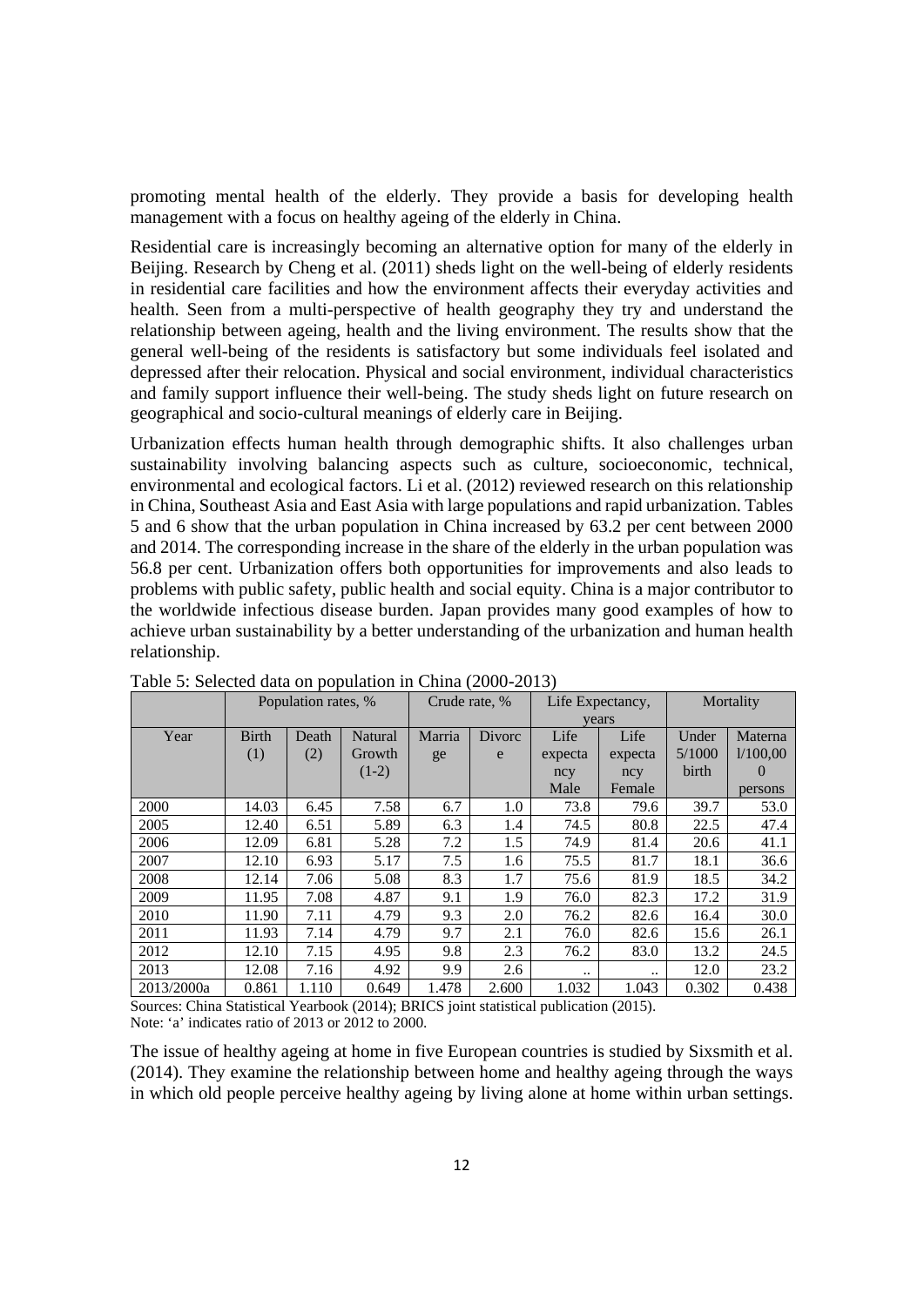promoting mental health of the elderly. They provide a basis for developing health management with a focus on healthy ageing of the elderly in China.

Residential care is increasingly becoming an alternative option for many of the elderly in Beijing. Research by Cheng et al. (2011) sheds light on the well-being of elderly residents in residential care facilities and how the environment affects their everyday activities and health. Seen from a multi-perspective of health geography they try and understand the relationship between ageing, health and the living environment. The results show that the general well-being of the residents is satisfactory but some individuals feel isolated and depressed after their relocation. Physical and social environment, individual characteristics and family support influence their well-being. The study sheds light on future research on geographical and socio-cultural meanings of elderly care in Beijing.

Urbanization effects human health through demographic shifts. It also challenges urban sustainability involving balancing aspects such as culture, socioeconomic, technical, environmental and ecological factors. Li et al. (2012) reviewed research on this relationship in China, Southeast Asia and East Asia with large populations and rapid urbanization. Tables 5 and 6 show that the urban population in China increased by 63.2 per cent between 2000 and 2014. The corresponding increase in the share of the elderly in the urban population was 56.8 per cent. Urbanization offers both opportunities for improvements and also leads to problems with public safety, public health and social equity. China is a major contributor to the worldwide infectious disease burden. Japan provides many good examples of how to achieve urban sustainability by a better understanding of the urbanization and human health relationship.

Table 5: Selected data on population in China (2000-2013)

| | Population rates, % | | | Crude rate, % | | Life Expectancy, years | | Mortality | |
|---|---|---|---|---|---|---|---|---|---|
| Year | Birth (1) | Death (2) | Natural Growth (1-2) | Marriage | Divorce | Life expectancy Male | Life expectancy Female | Under 5/1000 birth | Maternal/100,000 persons |
| 2000 | 14.03 | 6.45 | 7.58 | 6.7 | 1.0 | 73.8 | 79.6 | 39.7 | 53.0 |
| 2005 | 12.40 | 6.51 | 5.89 | 6.3 | 1.4 | 74.5 | 80.8 | 22.5 | 47.4 |
| 2006 | 12.09 | 6.81 | 5.28 | 7.2 | 1.5 | 74.9 | 81.4 | 20.6 | 41.1 |
| 2007 | 12.10 | 6.93 | 5.17 | 7.5 | 1.6 | 75.5 | 81.7 | 18.1 | 36.6 |
| 2008 | 12.14 | 7.06 | 5.08 | 8.3 | 1.7 | 75.6 | 81.9 | 18.5 | 34.2 |
| 2009 | 11.95 | 7.08 | 4.87 | 9.1 | 1.9 | 76.0 | 82.3 | 17.2 | 31.9 |
| 2010 | 11.90 | 7.11 | 4.79 | 9.3 | 2.0 | 76.2 | 82.6 | 16.4 | 30.0 |
| 2011 | 11.93 | 7.14 | 4.79 | 9.7 | 2.1 | 76.0 | 82.6 | 15.6 | 26.1 |
| 2012 | 12.10 | 7.15 | 4.95 | 9.8 | 2.3 | 76.2 | 83.0 | 13.2 | 24.5 |
| 2013 | 12.08 | 7.16 | 4.92 | 9.9 | 2.6 | .. | .. | 12.0 | 23.2 |
| 2013/2000a | 0.861 | 1.110 | 0.649 | 1.478 | 2.600 | 1.032 | 1.043 | 0.302 | 0.438 |

Sources: China Statistical Yearbook (2014); BRICS joint statistical publication (2015).
Note: 'a' indicates ratio of 2013 or 2012 to 2000.

The issue of healthy ageing at home in five European countries is studied by Sixsmith et al. (2014). They examine the relationship between home and healthy ageing through the ways in which old people perceive healthy ageing by living alone at home within urban settings.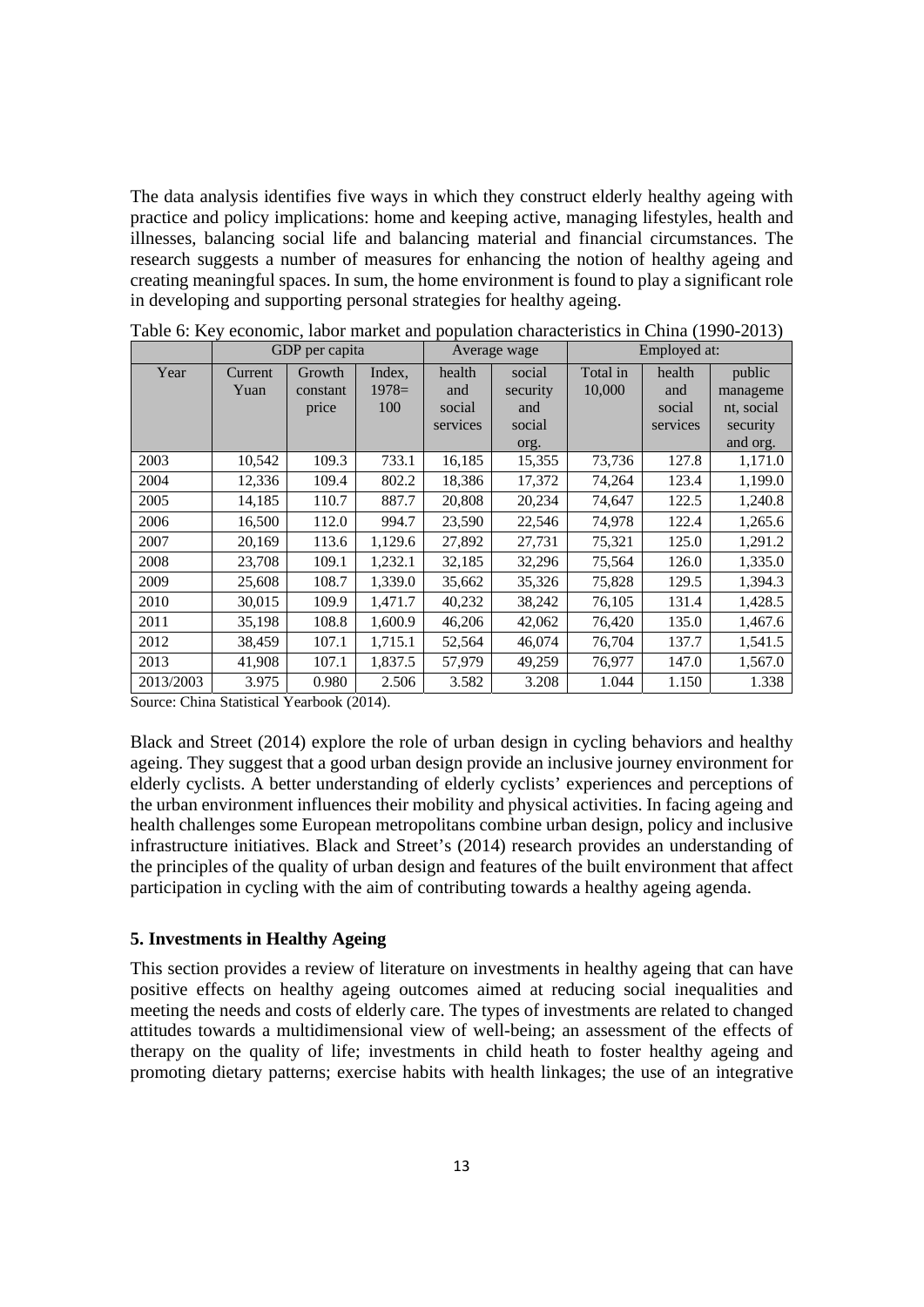The data analysis identifies five ways in which they construct elderly healthy ageing with practice and policy implications: home and keeping active, managing lifestyles, health and illnesses, balancing social life and balancing material and financial circumstances. The research suggests a number of measures for enhancing the notion of healthy ageing and creating meaningful spaces. In sum, the home environment is found to play a significant role in developing and supporting personal strategies for healthy ageing.

Table 6: Key economic, labor market and population characteristics in China (1990-2013)

| | GDP per capita | | | Average wage | | Employed at: | | |
|---|---|---|---|---|---|---|---|---|
| Year | Current Yuan | Growth constant price | Index, 1978= 100 | health and social services | social security and social org. | Total in 10,000 | health and social services | public management, social security and org. |
| 2003 | 10,542 | 109.3 | 733.1 | 16,185 | 15,355 | 73,736 | 127.8 | 1,171.0 |
| 2004 | 12,336 | 109.4 | 802.2 | 18,386 | 17,372 | 74,264 | 123.4 | 1,199.0 |
| 2005 | 14,185 | 110.7 | 887.7 | 20,808 | 20,234 | 74,647 | 122.5 | 1,240.8 |
| 2006 | 16,500 | 112.0 | 994.7 | 23,590 | 22,546 | 74,978 | 122.4 | 1,265.6 |
| 2007 | 20,169 | 113.6 | 1,129.6 | 27,892 | 27,731 | 75,321 | 125.0 | 1,291.2 |
| 2008 | 23,708 | 109.1 | 1,232.1 | 32,185 | 32,296 | 75,564 | 126.0 | 1,335.0 |
| 2009 | 25,608 | 108.7 | 1,339.0 | 35,662 | 35,326 | 75,828 | 129.5 | 1,394.3 |
| 2010 | 30,015 | 109.9 | 1,471.7 | 40,232 | 38,242 | 76,105 | 131.4 | 1,428.5 |
| 2011 | 35,198 | 108.8 | 1,600.9 | 46,206 | 42,062 | 76,420 | 135.0 | 1,467.6 |
| 2012 | 38,459 | 107.1 | 1,715.1 | 52,564 | 46,074 | 76,704 | 137.7 | 1,541.5 |
| 2013 | 41,908 | 107.1 | 1,837.5 | 57,979 | 49,259 | 76,977 | 147.0 | 1,567.0 |
| 2013/2003 | 3.975 | 0.980 | 2.506 | 3.582 | 3.208 | 1.044 | 1.150 | 1.338 |

Source: China Statistical Yearbook (2014).

Black and Street (2014) explore the role of urban design in cycling behaviors and healthy ageing. They suggest that a good urban design provide an inclusive journey environment for elderly cyclists. A better understanding of elderly cyclists' experiences and perceptions of the urban environment influences their mobility and physical activities. In facing ageing and health challenges some European metropolitans combine urban design, policy and inclusive infrastructure initiatives. Black and Street's (2014) research provides an understanding of the principles of the quality of urban design and features of the built environment that affect participation in cycling with the aim of contributing towards a healthy ageing agenda.

### 5. Investments in Healthy Ageing

This section provides a review of literature on investments in healthy ageing that can have positive effects on healthy ageing outcomes aimed at reducing social inequalities and meeting the needs and costs of elderly care. The types of investments are related to changed attitudes towards a multidimensional view of well-being; an assessment of the effects of therapy on the quality of life; investments in child heath to foster healthy ageing and promoting dietary patterns; exercise habits with health linkages; the use of an integrative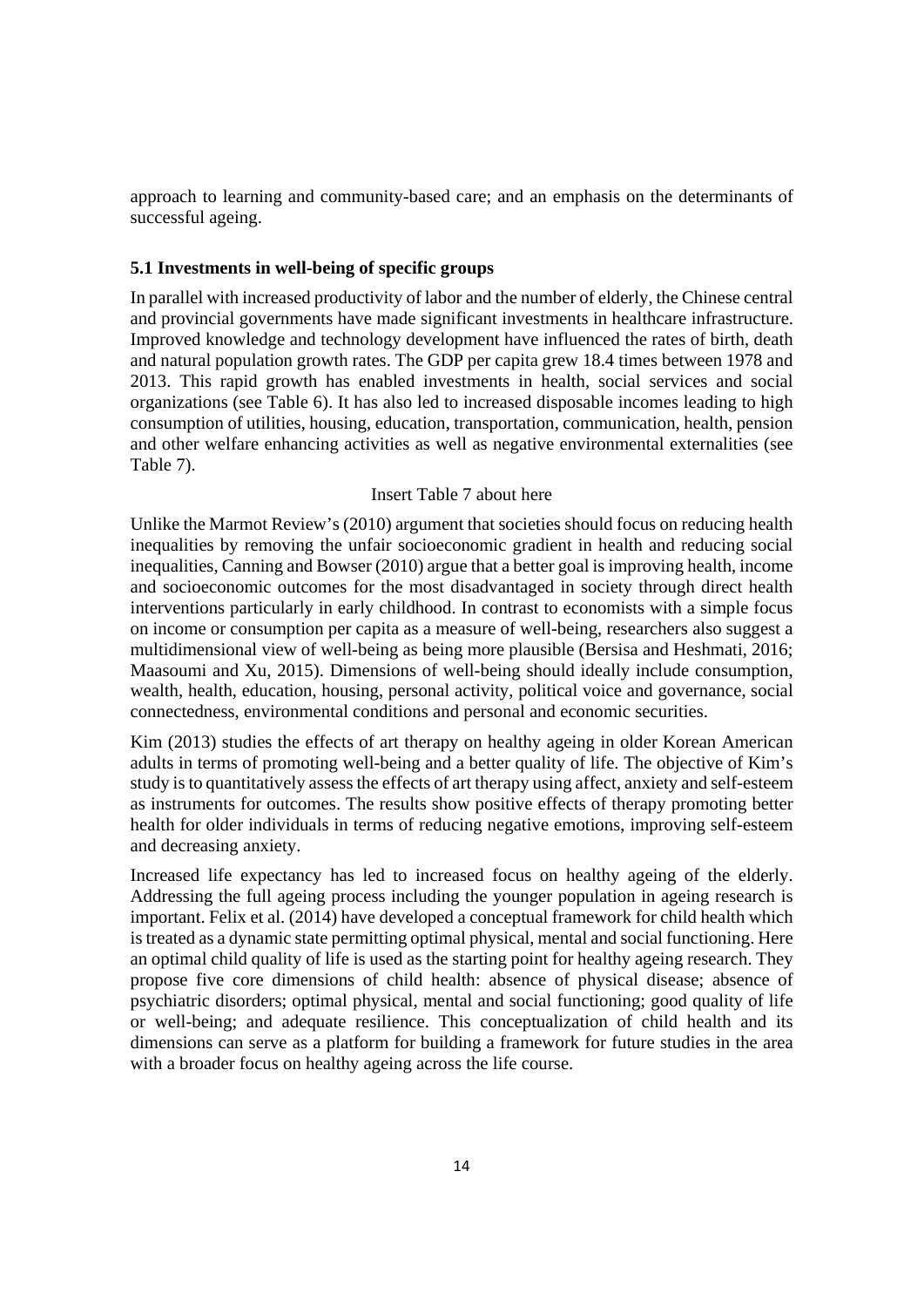approach to learning and community-based care; and an emphasis on the determinants of successful ageing.

### 5.1 Investments in well-being of specific groups

In parallel with increased productivity of labor and the number of elderly, the Chinese central and provincial governments have made significant investments in healthcare infrastructure. Improved knowledge and technology development have influenced the rates of birth, death and natural population growth rates. The GDP per capita grew 18.4 times between 1978 and 2013. This rapid growth has enabled investments in health, social services and social organizations (see Table 6). It has also led to increased disposable incomes leading to high consumption of utilities, housing, education, transportation, communication, health, pension and other welfare enhancing activities as well as negative environmental externalities (see Table 7).

Insert Table 7 about here

Unlike the Marmot Review's (2010) argument that societies should focus on reducing health inequalities by removing the unfair socioeconomic gradient in health and reducing social inequalities, Canning and Bowser (2010) argue that a better goal is improving health, income and socioeconomic outcomes for the most disadvantaged in society through direct health interventions particularly in early childhood. In contrast to economists with a simple focus on income or consumption per capita as a measure of well-being, researchers also suggest a multidimensional view of well-being as being more plausible (Bersisa and Heshmati, 2016; Maasoumi and Xu, 2015). Dimensions of well-being should ideally include consumption, wealth, health, education, housing, personal activity, political voice and governance, social connectedness, environmental conditions and personal and economic securities.

Kim (2013) studies the effects of art therapy on healthy ageing in older Korean American adults in terms of promoting well-being and a better quality of life. The objective of Kim's study is to quantitatively assess the effects of art therapy using affect, anxiety and self-esteem as instruments for outcomes. The results show positive effects of therapy promoting better health for older individuals in terms of reducing negative emotions, improving self-esteem and decreasing anxiety.

Increased life expectancy has led to increased focus on healthy ageing of the elderly. Addressing the full ageing process including the younger population in ageing research is important. Felix et al. (2014) have developed a conceptual framework for child health which is treated as a dynamic state permitting optimal physical, mental and social functioning. Here an optimal child quality of life is used as the starting point for healthy ageing research. They propose five core dimensions of child health: absence of physical disease; absence of psychiatric disorders; optimal physical, mental and social functioning; good quality of life or well-being; and adequate resilience. This conceptualization of child health and its dimensions can serve as a platform for building a framework for future studies in the area with a broader focus on healthy ageing across the life course.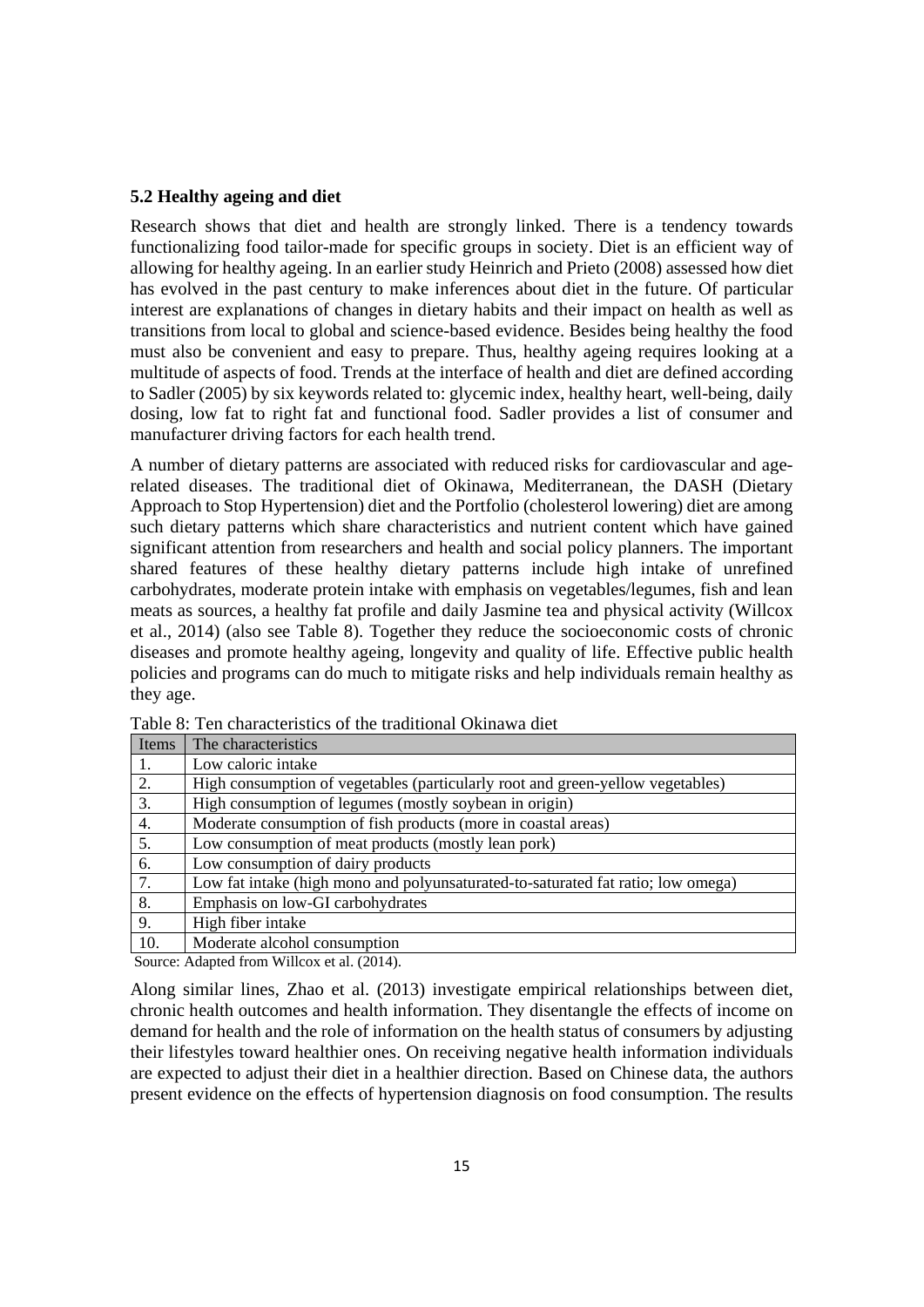### 5.2 Healthy ageing and diet

Research shows that diet and health are strongly linked. There is a tendency towards functionalizing food tailor-made for specific groups in society. Diet is an efficient way of allowing for healthy ageing. In an earlier study Heinrich and Prieto (2008) assessed how diet has evolved in the past century to make inferences about diet in the future. Of particular interest are explanations of changes in dietary habits and their impact on health as well as transitions from local to global and science-based evidence. Besides being healthy the food must also be convenient and easy to prepare. Thus, healthy ageing requires looking at a multitude of aspects of food. Trends at the interface of health and diet are defined according to Sadler (2005) by six keywords related to: glycemic index, healthy heart, well-being, daily dosing, low fat to right fat and functional food. Sadler provides a list of consumer and manufacturer driving factors for each health trend.

A number of dietary patterns are associated with reduced risks for cardiovascular and age-related diseases. The traditional diet of Okinawa, Mediterranean, the DASH (Dietary Approach to Stop Hypertension) diet and the Portfolio (cholesterol lowering) diet are among such dietary patterns which share characteristics and nutrient content which have gained significant attention from researchers and health and social policy planners. The important shared features of these healthy dietary patterns include high intake of unrefined carbohydrates, moderate protein intake with emphasis on vegetables/legumes, fish and lean meats as sources, a healthy fat profile and daily Jasmine tea and physical activity (Willcox et al., 2014) (also see Table 8). Together they reduce the socioeconomic costs of chronic diseases and promote healthy ageing, longevity and quality of life. Effective public health policies and programs can do much to mitigate risks and help individuals remain healthy as they age.

Table 8: Ten characteristics of the traditional Okinawa diet

| Items | The characteristics |
|---|---|
| 1. | Low caloric intake |
| 2. | High consumption of vegetables (particularly root and green-yellow vegetables) |
| 3. | High consumption of legumes (mostly soybean in origin) |
| 4. | Moderate consumption of fish products (more in coastal areas) |
| 5. | Low consumption of meat products (mostly lean pork) |
| 6. | Low consumption of dairy products |
| 7. | Low fat intake (high mono and polyunsaturated-to-saturated fat ratio; low omega) |
| 8. | Emphasis on low-GI carbohydrates |
| 9. | High fiber intake |
| 10. | Moderate alcohol consumption |

Source: Adapted from Willcox et al. (2014).

Along similar lines, Zhao et al. (2013) investigate empirical relationships between diet, chronic health outcomes and health information. They disentangle the effects of income on demand for health and the role of information on the health status of consumers by adjusting their lifestyles toward healthier ones. On receiving negative health information individuals are expected to adjust their diet in a healthier direction. Based on Chinese data, the authors present evidence on the effects of hypertension diagnosis on food consumption. The results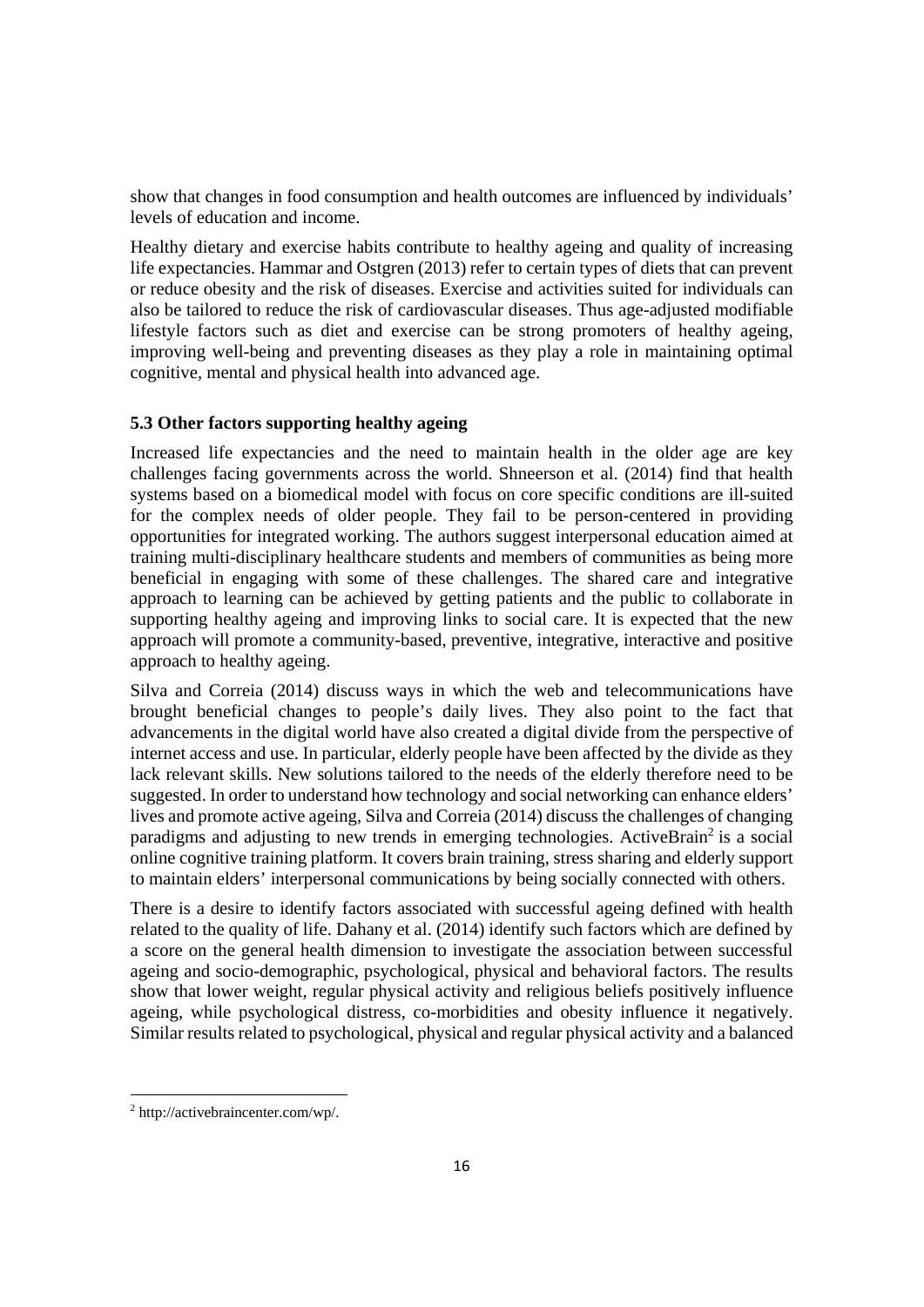show that changes in food consumption and health outcomes are influenced by individuals' levels of education and income.

Healthy dietary and exercise habits contribute to healthy ageing and quality of increasing life expectancies. Hammar and Ostgren (2013) refer to certain types of diets that can prevent or reduce obesity and the risk of diseases. Exercise and activities suited for individuals can also be tailored to reduce the risk of cardiovascular diseases. Thus age-adjusted modifiable lifestyle factors such as diet and exercise can be strong promoters of healthy ageing, improving well-being and preventing diseases as they play a role in maintaining optimal cognitive, mental and physical health into advanced age.

### 5.3 Other factors supporting healthy ageing

Increased life expectancies and the need to maintain health in the older age are key challenges facing governments across the world. Shneerson et al. (2014) find that health systems based on a biomedical model with focus on core specific conditions are ill-suited for the complex needs of older people. They fail to be person-centered in providing opportunities for integrated working. The authors suggest interpersonal education aimed at training multi-disciplinary healthcare students and members of communities as being more beneficial in engaging with some of these challenges. The shared care and integrative approach to learning can be achieved by getting patients and the public to collaborate in supporting healthy ageing and improving links to social care. It is expected that the new approach will promote a community-based, preventive, integrative, interactive and positive approach to healthy ageing.

Silva and Correia (2014) discuss ways in which the web and telecommunications have brought beneficial changes to people's daily lives. They also point to the fact that advancements in the digital world have also created a digital divide from the perspective of internet access and use. In particular, elderly people have been affected by the divide as they lack relevant skills. New solutions tailored to the needs of the elderly therefore need to be suggested. In order to understand how technology and social networking can enhance elders' lives and promote active ageing, Silva and Correia (2014) discuss the challenges of changing paradigms and adjusting to new trends in emerging technologies. ActiveBrain[2] is a social online cognitive training platform. It covers brain training, stress sharing and elderly support to maintain elders' interpersonal communications by being socially connected with others.

There is a desire to identify factors associated with successful ageing defined with health related to the quality of life. Dahany et al. (2014) identify such factors which are defined by a score on the general health dimension to investigate the association between successful ageing and socio-demographic, psychological, physical and behavioral factors. The results show that lower weight, regular physical activity and religious beliefs positively influence ageing, while psychological distress, co-morbidities and obesity influence it negatively. Similar results related to psychological, physical and regular physical activity and a balanced

[2] http://activebraincenter.com/wp/.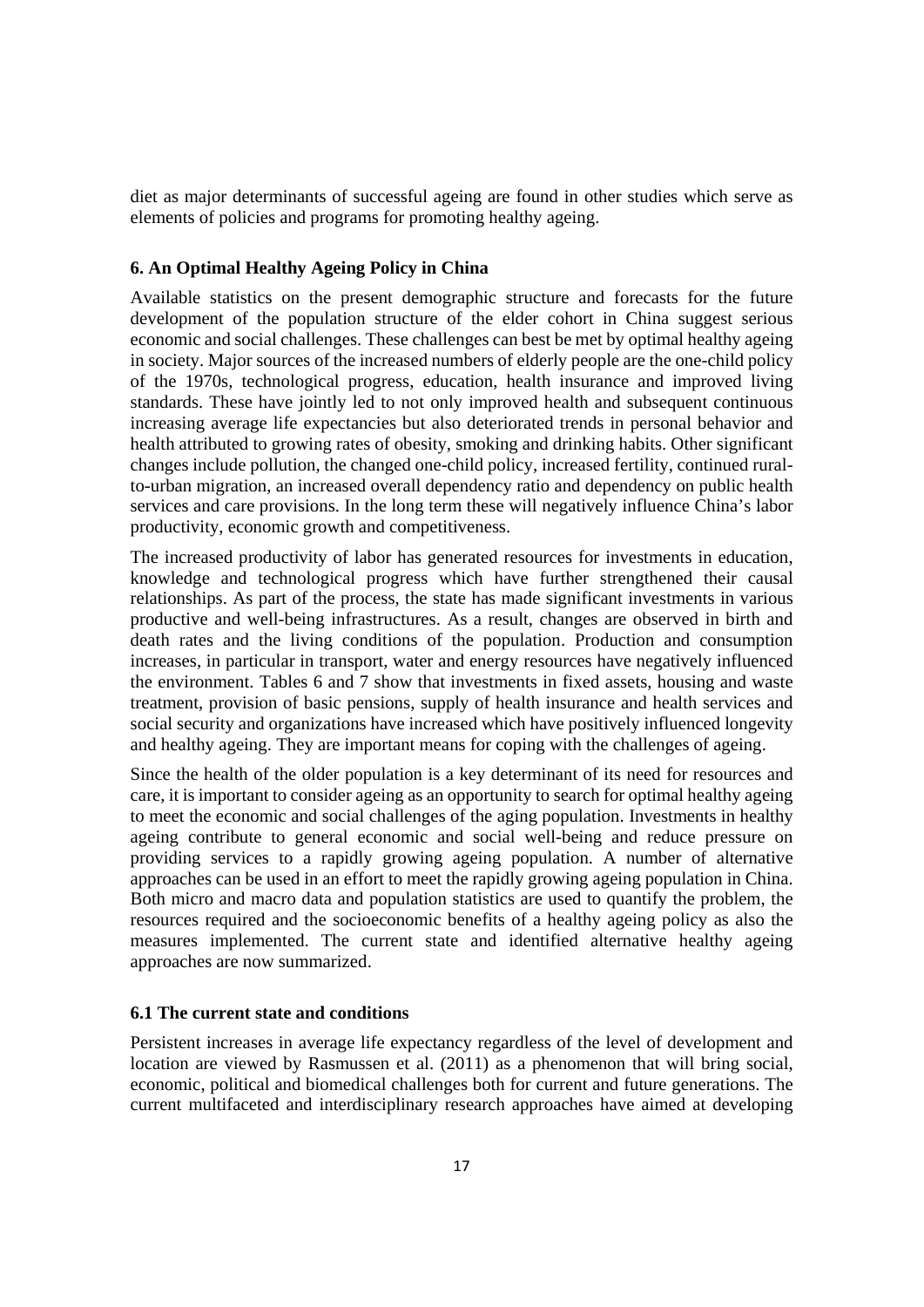diet as major determinants of successful ageing are found in other studies which serve as elements of policies and programs for promoting healthy ageing.

### 6. An Optimal Healthy Ageing Policy in China

Available statistics on the present demographic structure and forecasts for the future development of the population structure of the elder cohort in China suggest serious economic and social challenges. These challenges can best be met by optimal healthy ageing in society. Major sources of the increased numbers of elderly people are the one-child policy of the 1970s, technological progress, education, health insurance and improved living standards. These have jointly led to not only improved health and subsequent continuous increasing average life expectancies but also deteriorated trends in personal behavior and health attributed to growing rates of obesity, smoking and drinking habits. Other significant changes include pollution, the changed one-child policy, increased fertility, continued rural-to-urban migration, an increased overall dependency ratio and dependency on public health services and care provisions. In the long term these will negatively influence China's labor productivity, economic growth and competitiveness.

The increased productivity of labor has generated resources for investments in education, knowledge and technological progress which have further strengthened their causal relationships. As part of the process, the state has made significant investments in various productive and well-being infrastructures. As a result, changes are observed in birth and death rates and the living conditions of the population. Production and consumption increases, in particular in transport, water and energy resources have negatively influenced the environment. Tables 6 and 7 show that investments in fixed assets, housing and waste treatment, provision of basic pensions, supply of health insurance and health services and social security and organizations have increased which have positively influenced longevity and healthy ageing. They are important means for coping with the challenges of ageing.

Since the health of the older population is a key determinant of its need for resources and care, it is important to consider ageing as an opportunity to search for optimal healthy ageing to meet the economic and social challenges of the aging population. Investments in healthy ageing contribute to general economic and social well-being and reduce pressure on providing services to a rapidly growing ageing population. A number of alternative approaches can be used in an effort to meet the rapidly growing ageing population in China. Both micro and macro data and population statistics are used to quantify the problem, the resources required and the socioeconomic benefits of a healthy ageing policy as also the measures implemented. The current state and identified alternative healthy ageing approaches are now summarized.

#### 6.1 The current state and conditions

Persistent increases in average life expectancy regardless of the level of development and location are viewed by Rasmussen et al. (2011) as a phenomenon that will bring social, economic, political and biomedical challenges both for current and future generations. The current multifaceted and interdisciplinary research approaches have aimed at developing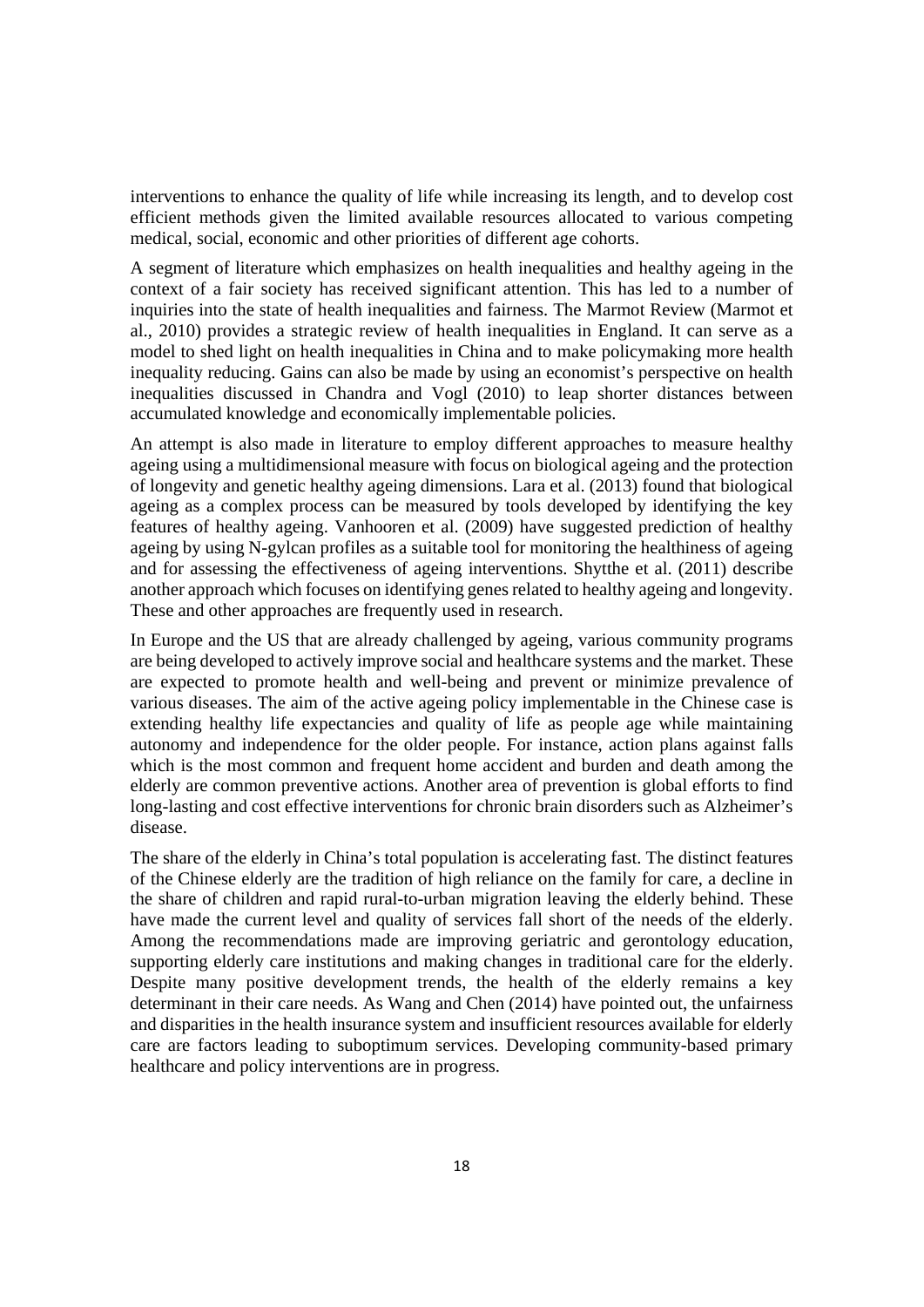interventions to enhance the quality of life while increasing its length, and to develop cost efficient methods given the limited available resources allocated to various competing medical, social, economic and other priorities of different age cohorts.

A segment of literature which emphasizes on health inequalities and healthy ageing in the context of a fair society has received significant attention. This has led to a number of inquiries into the state of health inequalities and fairness. The Marmot Review (Marmot et al., 2010) provides a strategic review of health inequalities in England. It can serve as a model to shed light on health inequalities in China and to make policymaking more health inequality reducing. Gains can also be made by using an economist's perspective on health inequalities discussed in Chandra and Vogl (2010) to leap shorter distances between accumulated knowledge and economically implementable policies.

An attempt is also made in literature to employ different approaches to measure healthy ageing using a multidimensional measure with focus on biological ageing and the protection of longevity and genetic healthy ageing dimensions. Lara et al. (2013) found that biological ageing as a complex process can be measured by tools developed by identifying the key features of healthy ageing. Vanhooren et al. (2009) have suggested prediction of healthy ageing by using N-gylcan profiles as a suitable tool for monitoring the healthiness of ageing and for assessing the effectiveness of ageing interventions. Shytthe et al. (2011) describe another approach which focuses on identifying genes related to healthy ageing and longevity. These and other approaches are frequently used in research.

In Europe and the US that are already challenged by ageing, various community programs are being developed to actively improve social and healthcare systems and the market. These are expected to promote health and well-being and prevent or minimize prevalence of various diseases. The aim of the active ageing policy implementable in the Chinese case is extending healthy life expectancies and quality of life as people age while maintaining autonomy and independence for the older people. For instance, action plans against falls which is the most common and frequent home accident and burden and death among the elderly are common preventive actions. Another area of prevention is global efforts to find long-lasting and cost effective interventions for chronic brain disorders such as Alzheimer's disease.

The share of the elderly in China's total population is accelerating fast. The distinct features of the Chinese elderly are the tradition of high reliance on the family for care, a decline in the share of children and rapid rural-to-urban migration leaving the elderly behind. These have made the current level and quality of services fall short of the needs of the elderly. Among the recommendations made are improving geriatric and gerontology education, supporting elderly care institutions and making changes in traditional care for the elderly. Despite many positive development trends, the health of the elderly remains a key determinant in their care needs. As Wang and Chen (2014) have pointed out, the unfairness and disparities in the health insurance system and insufficient resources available for elderly care are factors leading to suboptimum services. Developing community-based primary healthcare and policy interventions are in progress.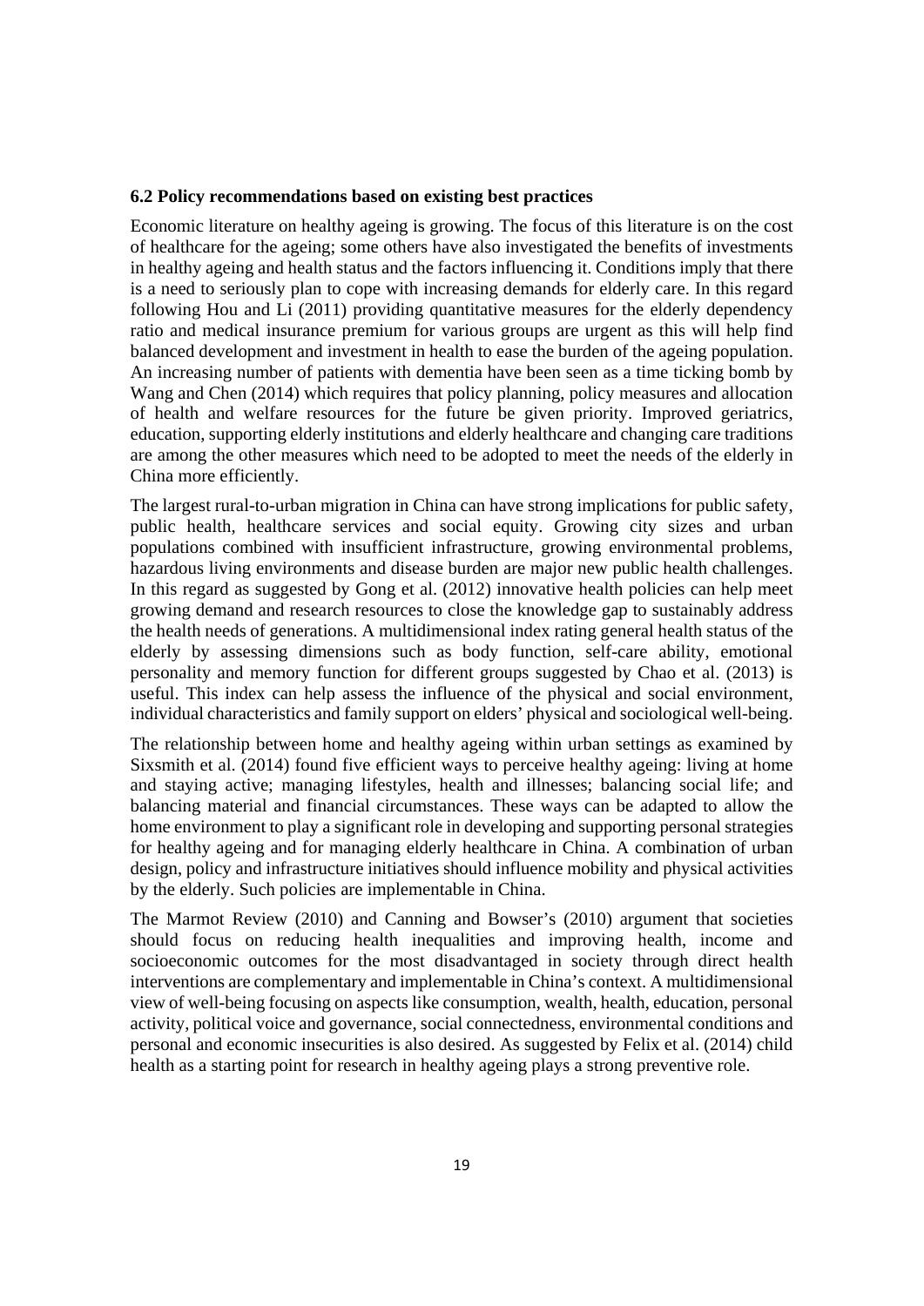### 6.2 Policy recommendations based on existing best practices

Economic literature on healthy ageing is growing. The focus of this literature is on the cost of healthcare for the ageing; some others have also investigated the benefits of investments in healthy ageing and health status and the factors influencing it. Conditions imply that there is a need to seriously plan to cope with increasing demands for elderly care. In this regard following Hou and Li (2011) providing quantitative measures for the elderly dependency ratio and medical insurance premium for various groups are urgent as this will help find balanced development and investment in health to ease the burden of the ageing population. An increasing number of patients with dementia have been seen as a time ticking bomb by Wang and Chen (2014) which requires that policy planning, policy measures and allocation of health and welfare resources for the future be given priority. Improved geriatrics, education, supporting elderly institutions and elderly healthcare and changing care traditions are among the other measures which need to be adopted to meet the needs of the elderly in China more efficiently.

The largest rural-to-urban migration in China can have strong implications for public safety, public health, healthcare services and social equity. Growing city sizes and urban populations combined with insufficient infrastructure, growing environmental problems, hazardous living environments and disease burden are major new public health challenges. In this regard as suggested by Gong et al. (2012) innovative health policies can help meet growing demand and research resources to close the knowledge gap to sustainably address the health needs of generations. A multidimensional index rating general health status of the elderly by assessing dimensions such as body function, self-care ability, emotional personality and memory function for different groups suggested by Chao et al. (2013) is useful. This index can help assess the influence of the physical and social environment, individual characteristics and family support on elders' physical and sociological well-being.

The relationship between home and healthy ageing within urban settings as examined by Sixsmith et al. (2014) found five efficient ways to perceive healthy ageing: living at home and staying active; managing lifestyles, health and illnesses; balancing social life; and balancing material and financial circumstances. These ways can be adapted to allow the home environment to play a significant role in developing and supporting personal strategies for healthy ageing and for managing elderly healthcare in China. A combination of urban design, policy and infrastructure initiatives should influence mobility and physical activities by the elderly. Such policies are implementable in China.

The Marmot Review (2010) and Canning and Bowser's (2010) argument that societies should focus on reducing health inequalities and improving health, income and socioeconomic outcomes for the most disadvantaged in society through direct health interventions are complementary and implementable in China's context. A multidimensional view of well-being focusing on aspects like consumption, wealth, health, education, personal activity, political voice and governance, social connectedness, environmental conditions and personal and economic insecurities is also desired. As suggested by Felix et al. (2014) child health as a starting point for research in healthy ageing plays a strong preventive role.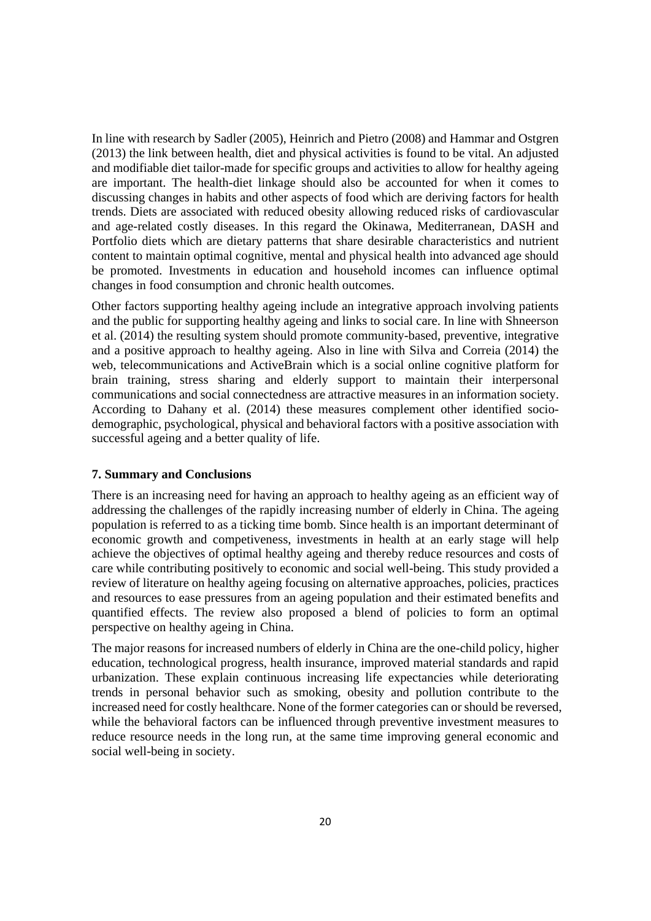In line with research by Sadler (2005), Heinrich and Pietro (2008) and Hammar and Ostgren (2013) the link between health, diet and physical activities is found to be vital. An adjusted and modifiable diet tailor-made for specific groups and activities to allow for healthy ageing are important. The health-diet linkage should also be accounted for when it comes to discussing changes in habits and other aspects of food which are deriving factors for health trends. Diets are associated with reduced obesity allowing reduced risks of cardiovascular and age-related costly diseases. In this regard the Okinawa, Mediterranean, DASH and Portfolio diets which are dietary patterns that share desirable characteristics and nutrient content to maintain optimal cognitive, mental and physical health into advanced age should be promoted. Investments in education and household incomes can influence optimal changes in food consumption and chronic health outcomes.

Other factors supporting healthy ageing include an integrative approach involving patients and the public for supporting healthy ageing and links to social care. In line with Shneerson et al. (2014) the resulting system should promote community-based, preventive, integrative and a positive approach to healthy ageing. Also in line with Silva and Correia (2014) the web, telecommunications and ActiveBrain which is a social online cognitive platform for brain training, stress sharing and elderly support to maintain their interpersonal communications and social connectedness are attractive measures in an information society. According to Dahany et al. (2014) these measures complement other identified socio-demographic, psychological, physical and behavioral factors with a positive association with successful ageing and a better quality of life.

### 7. Summary and Conclusions

There is an increasing need for having an approach to healthy ageing as an efficient way of addressing the challenges of the rapidly increasing number of elderly in China. The ageing population is referred to as a ticking time bomb. Since health is an important determinant of economic growth and competiveness, investments in health at an early stage will help achieve the objectives of optimal healthy ageing and thereby reduce resources and costs of care while contributing positively to economic and social well-being. This study provided a review of literature on healthy ageing focusing on alternative approaches, policies, practices and resources to ease pressures from an ageing population and their estimated benefits and quantified effects. The review also proposed a blend of policies to form an optimal perspective on healthy ageing in China.

The major reasons for increased numbers of elderly in China are the one-child policy, higher education, technological progress, health insurance, improved material standards and rapid urbanization. These explain continuous increasing life expectancies while deteriorating trends in personal behavior such as smoking, obesity and pollution contribute to the increased need for costly healthcare. None of the former categories can or should be reversed, while the behavioral factors can be influenced through preventive investment measures to reduce resource needs in the long run, at the same time improving general economic and social well-being in society.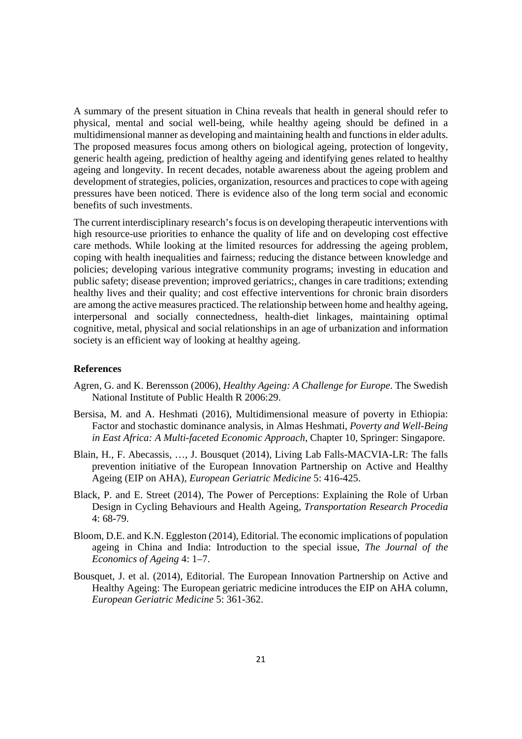A summary of the present situation in China reveals that health in general should refer to physical, mental and social well-being, while healthy ageing should be defined in a multidimensional manner as developing and maintaining health and functions in elder adults. The proposed measures focus among others on biological ageing, protection of longevity, generic health ageing, prediction of healthy ageing and identifying genes related to healthy ageing and longevity. In recent decades, notable awareness about the ageing problem and development of strategies, policies, organization, resources and practices to cope with ageing pressures have been noticed. There is evidence also of the long term social and economic benefits of such investments.

The current interdisciplinary research's focus is on developing therapeutic interventions with high resource-use priorities to enhance the quality of life and on developing cost effective care methods. While looking at the limited resources for addressing the ageing problem, coping with health inequalities and fairness; reducing the distance between knowledge and policies; developing various integrative community programs; investing in education and public safety; disease prevention; improved geriatrics;, changes in care traditions; extending healthy lives and their quality; and cost effective interventions for chronic brain disorders are among the active measures practiced. The relationship between home and healthy ageing, interpersonal and socially connectedness, health-diet linkages, maintaining optimal cognitive, metal, physical and social relationships in an age of urbanization and information society is an efficient way of looking at healthy ageing.

**References**

Agren, G. and K. Berensson (2006), *Healthy Ageing: A Challenge for Europe*. The Swedish National Institute of Public Health R 2006:29.

Bersisa, M. and A. Heshmati (2016), Multidimensional measure of poverty in Ethiopia: Factor and stochastic dominance analysis, in Almas Heshmati, *Poverty and Well-Being in East Africa: A Multi-faceted Economic Approach*, Chapter 10, Springer: Singapore.

Blain, H., F. Abecassis, …, J. Bousquet (2014), Living Lab Falls-MACVIA-LR: The falls prevention initiative of the European Innovation Partnership on Active and Healthy Ageing (EIP on AHA), *European Geriatric Medicine* 5: 416-425.

Black, P. and E. Street (2014), The Power of Perceptions: Explaining the Role of Urban Design in Cycling Behaviours and Health Ageing, *Transportation Research Procedia* 4: 68-79.

Bloom, D.E. and K.N. Eggleston (2014), Editorial. The economic implications of population ageing in China and India: Introduction to the special issue, *The Journal of the Economics of Ageing* 4: 1–7.

Bousquet, J. et al. (2014), Editorial. The European Innovation Partnership on Active and Healthy Ageing: The European geriatric medicine introduces the EIP on AHA column, *European Geriatric Medicine* 5: 361-362.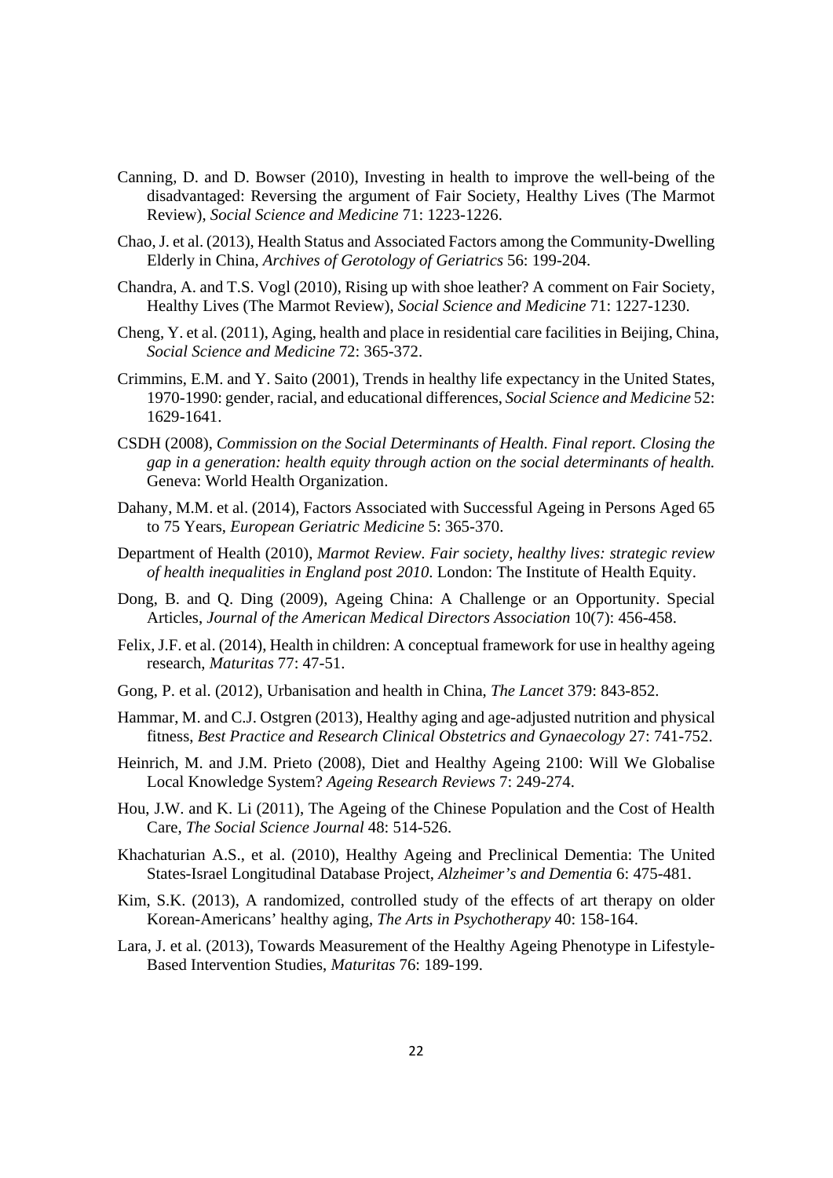Canning, D. and D. Bowser (2010), Investing in health to improve the well-being of the disadvantaged: Reversing the argument of Fair Society, Healthy Lives (The Marmot Review), *Social Science and Medicine* 71: 1223-1226.

Chao, J. et al. (2013), Health Status and Associated Factors among the Community-Dwelling Elderly in China, *Archives of Gerotology of Geriatrics* 56: 199-204.

Chandra, A. and T.S. Vogl (2010), Rising up with shoe leather? A comment on Fair Society, Healthy Lives (The Marmot Review), *Social Science and Medicine* 71: 1227-1230.

Cheng, Y. et al. (2011), Aging, health and place in residential care facilities in Beijing, China, *Social Science and Medicine* 72: 365-372.

Crimmins, E.M. and Y. Saito (2001), Trends in healthy life expectancy in the United States, 1970-1990: gender, racial, and educational differences, *Social Science and Medicine* 52: 1629-1641.

CSDH (2008), *Commission on the Social Determinants of Health. Final report. Closing the gap in a generation: health equity through action on the social determinants of health.* Geneva: World Health Organization.

Dahany, M.M. et al. (2014), Factors Associated with Successful Ageing in Persons Aged 65 to 75 Years, *European Geriatric Medicine* 5: 365-370.

Department of Health (2010), *Marmot Review. Fair society, healthy lives: strategic review of health inequalities in England post 2010*. London: The Institute of Health Equity.

Dong, B. and Q. Ding (2009), Ageing China: A Challenge or an Opportunity. Special Articles, *Journal of the American Medical Directors Association* 10(7): 456-458.

Felix, J.F. et al. (2014), Health in children: A conceptual framework for use in healthy ageing research, *Maturitas* 77: 47-51.

Gong, P. et al. (2012), Urbanisation and health in China, *The Lancet* 379: 843-852.

Hammar, M. and C.J. Ostgren (2013), Healthy aging and age-adjusted nutrition and physical fitness, *Best Practice and Research Clinical Obstetrics and Gynaecology* 27: 741-752.

Heinrich, M. and J.M. Prieto (2008), Diet and Healthy Ageing 2100: Will We Globalise Local Knowledge System? *Ageing Research Reviews* 7: 249-274.

Hou, J.W. and K. Li (2011), The Ageing of the Chinese Population and the Cost of Health Care, *The Social Science Journal* 48: 514-526.

Khachaturian A.S., et al. (2010), Healthy Ageing and Preclinical Dementia: The United States-Israel Longitudinal Database Project, *Alzheimer's and Dementia* 6: 475-481.

Kim, S.K. (2013), A randomized, controlled study of the effects of art therapy on older Korean-Americans' healthy aging, *The Arts in Psychotherapy* 40: 158-164.

Lara, J. et al. (2013), Towards Measurement of the Healthy Ageing Phenotype in Lifestyle-Based Intervention Studies, *Maturitas* 76: 189-199.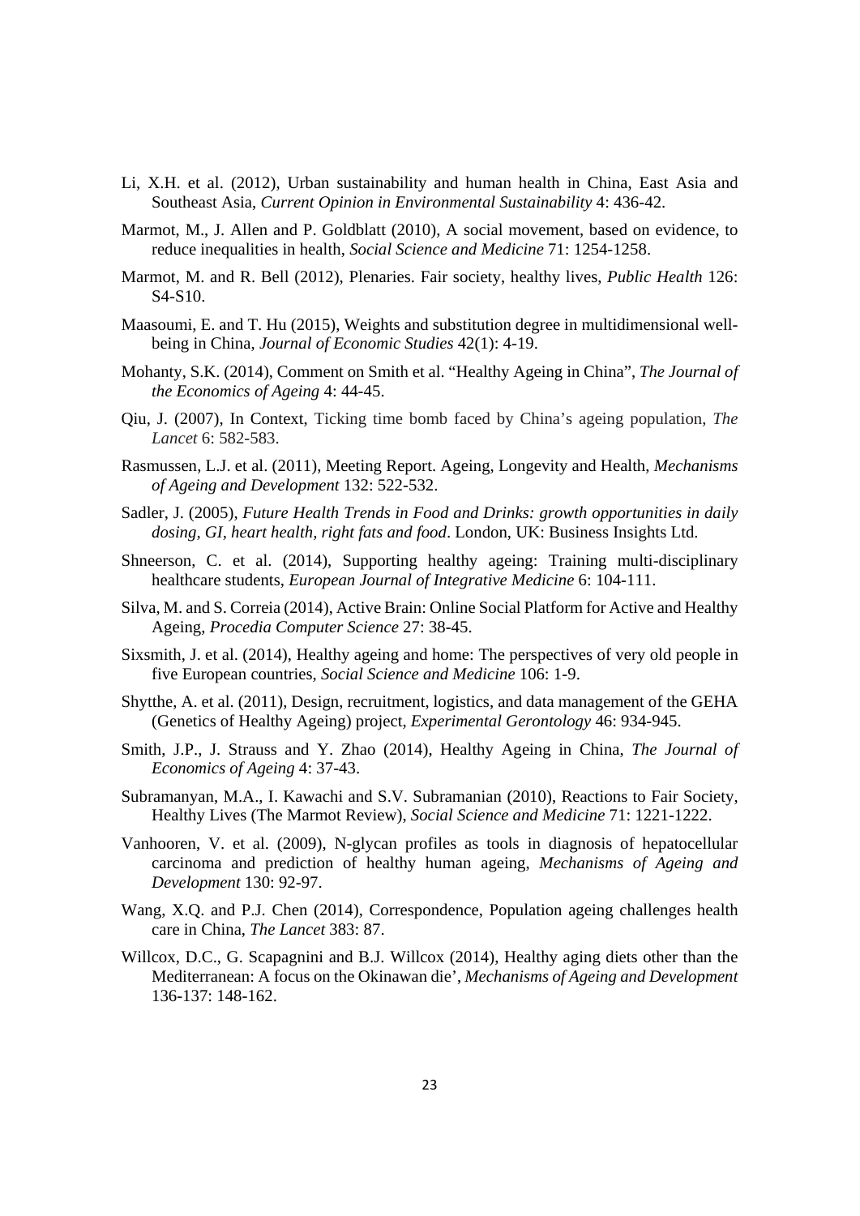Li, X.H. et al. (2012), Urban sustainability and human health in China, East Asia and Southeast Asia, *Current Opinion in Environmental Sustainability* 4: 436-42.

Marmot, M., J. Allen and P. Goldblatt (2010), A social movement, based on evidence, to reduce inequalities in health, *Social Science and Medicine* 71: 1254-1258.

Marmot, M. and R. Bell (2012), Plenaries. Fair society, healthy lives, *Public Health* 126: S4-S10.

Maasoumi, E. and T. Hu (2015), Weights and substitution degree in multidimensional well-being in China, *Journal of Economic Studies* 42(1): 4-19.

Mohanty, S.K. (2014), Comment on Smith et al. "Healthy Ageing in China", *The Journal of the Economics of Ageing* 4: 44-45.

Qiu, J. (2007), In Context, Ticking time bomb faced by China's ageing population, *The Lancet* 6: 582-583.

Rasmussen, L.J. et al. (2011), Meeting Report. Ageing, Longevity and Health, *Mechanisms of Ageing and Development* 132: 522-532.

Sadler, J. (2005), *Future Health Trends in Food and Drinks: growth opportunities in daily dosing, GI, heart health, right fats and food*. London, UK: Business Insights Ltd.

Shneerson, C. et al. (2014), Supporting healthy ageing: Training multi-disciplinary healthcare students, *European Journal of Integrative Medicine* 6: 104-111.

Silva, M. and S. Correia (2014), Active Brain: Online Social Platform for Active and Healthy Ageing, *Procedia Computer Science* 27: 38-45.

Sixsmith, J. et al. (2014), Healthy ageing and home: The perspectives of very old people in five European countries, *Social Science and Medicine* 106: 1-9.

Shytthe, A. et al. (2011), Design, recruitment, logistics, and data management of the GEHA (Genetics of Healthy Ageing) project, *Experimental Gerontology* 46: 934-945.

Smith, J.P., J. Strauss and Y. Zhao (2014), Healthy Ageing in China, *The Journal of Economics of Ageing* 4: 37-43.

Subramanyan, M.A., I. Kawachi and S.V. Subramanian (2010), Reactions to Fair Society, Healthy Lives (The Marmot Review), *Social Science and Medicine* 71: 1221-1222.

Vanhooren, V. et al. (2009), N-glycan profiles as tools in diagnosis of hepatocellular carcinoma and prediction of healthy human ageing, *Mechanisms of Ageing and Development* 130: 92-97.

Wang, X.Q. and P.J. Chen (2014), Correspondence, Population ageing challenges health care in China, *The Lancet* 383: 87.

Willcox, D.C., G. Scapagnini and B.J. Willcox (2014), Healthy aging diets other than the Mediterranean: A focus on the Okinawan die', *Mechanisms of Ageing and Development* 136-137: 148-162.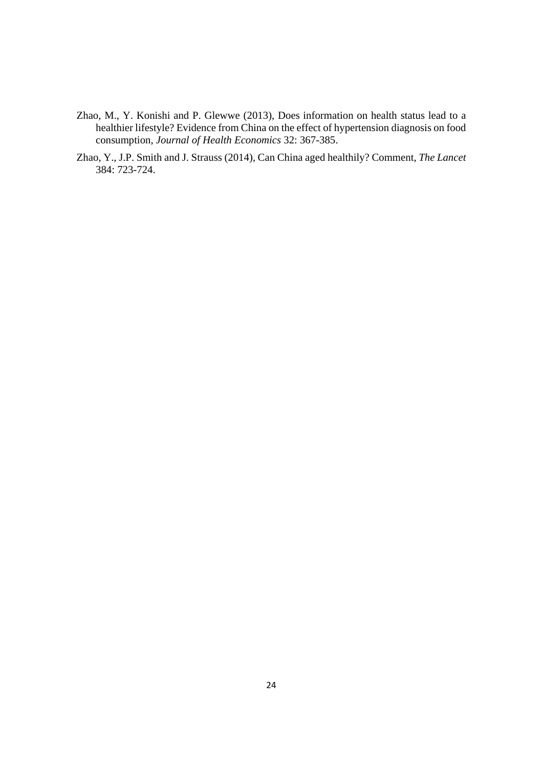Zhao, M., Y. Konishi and P. Glewwe (2013), Does information on health status lead to a healthier lifestyle? Evidence from China on the effect of hypertension diagnosis on food consumption, *Journal of Health Economics* 32: 367-385.

Zhao, Y., J.P. Smith and J. Strauss (2014), Can China aged healthily? Comment, *The Lancet* 384: 723-724.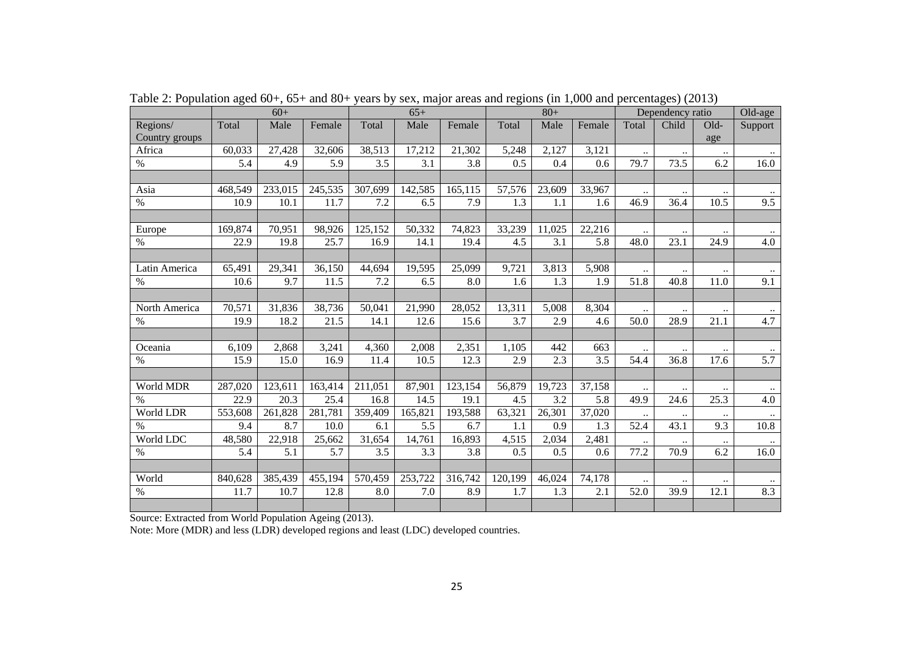Table 2: Population aged 60+, 65+ and 80+ years by sex, major areas and regions (in 1,000 and percentages) (2013)

| | 60+ | | | 65+ | | | 80+ | | | Dependency ratio | | | Old-age |
|---|---|---|---|---|---|---|---|---|---|---|---|---|---|
| Regions/ Country groups | Total | Male | Female | Total | Male | Female | Total | Male | Female | Total | Child | Old-age | Support |
| Africa | 60,033 | 27,428 | 32,606 | 38,513 | 17,212 | 21,302 | 5,248 | 2,127 | 3,121 | .. | .. | .. | .. |
| % | 5.4 | 4.9 | 5.9 | 3.5 | 3.1 | 3.8 | 0.5 | 0.4 | 0.6 | 79.7 | 73.5 | 6.2 | 16.0 |
| | | | | | | | | | | | | | |
| Asia | 468,549 | 233,015 | 245,535 | 307,699 | 142,585 | 165,115 | 57,576 | 23,609 | 33,967 | .. | .. | .. | .. |
| % | 10.9 | 10.1 | 11.7 | 7.2 | 6.5 | 7.9 | 1.3 | 1.1 | 1.6 | 46.9 | 36.4 | 10.5 | 9.5 |
| | | | | | | | | | | | | | |
| Europe | 169,874 | 70,951 | 98,926 | 125,152 | 50,332 | 74,823 | 33,239 | 11,025 | 22,216 | .. | .. | .. | .. |
| % | 22.9 | 19.8 | 25.7 | 16.9 | 14.1 | 19.4 | 4.5 | 3.1 | 5.8 | 48.0 | 23.1 | 24.9 | 4.0 |
| | | | | | | | | | | | | | |
| Latin America | 65,491 | 29,341 | 36,150 | 44,694 | 19,595 | 25,099 | 9,721 | 3,813 | 5,908 | .. | .. | .. | .. |
| % | 10.6 | 9.7 | 11.5 | 7.2 | 6.5 | 8.0 | 1.6 | 1.3 | 1.9 | 51.8 | 40.8 | 11.0 | 9.1 |
| | | | | | | | | | | | | | |
| North America | 70,571 | 31,836 | 38,736 | 50,041 | 21,990 | 28,052 | 13,311 | 5,008 | 8,304 | .. | .. | .. | .. |
| % | 19.9 | 18.2 | 21.5 | 14.1 | 12.6 | 15.6 | 3.7 | 2.9 | 4.6 | 50.0 | 28.9 | 21.1 | 4.7 |
| | | | | | | | | | | | | | |
| Oceania | 6,109 | 2,868 | 3,241 | 4,360 | 2,008 | 2,351 | 1,105 | 442 | 663 | .. | .. | .. | .. |
| % | 15.9 | 15.0 | 16.9 | 11.4 | 10.5 | 12.3 | 2.9 | 2.3 | 3.5 | 54.4 | 36.8 | 17.6 | 5.7 |
| | | | | | | | | | | | | | |
| World MDR | 287,020 | 123,611 | 163,414 | 211,051 | 87,901 | 123,154 | 56,879 | 19,723 | 37,158 | .. | .. | .. | .. |
| % | 22.9 | 20.3 | 25.4 | 16.8 | 14.5 | 19.1 | 4.5 | 3.2 | 5.8 | 49.9 | 24.6 | 25.3 | 4.0 |
| World LDR | 553,608 | 261,828 | 281,781 | 359,409 | 165,821 | 193,588 | 63,321 | 26,301 | 37,020 | .. | .. | .. | .. |
| % | 9.4 | 8.7 | 10.0 | 6.1 | 5.5 | 6.7 | 1.1 | 0.9 | 1.3 | 52.4 | 43.1 | 9.3 | 10.8 |
| World LDC | 48,580 | 22,918 | 25,662 | 31,654 | 14,761 | 16,893 | 4,515 | 2,034 | 2,481 | .. | .. | .. | .. |
| % | 5.4 | 5.1 | 5.7 | 3.5 | 3.3 | 3.8 | 0.5 | 0.5 | 0.6 | 77.2 | 70.9 | 6.2 | 16.0 |
| | | | | | | | | | | | | | |
| World | 840,628 | 385,439 | 455,194 | 570,459 | 253,722 | 316,742 | 120,199 | 46,024 | 74,178 | .. | .. | .. | .. |
| % | 11.7 | 10.7 | 12.8 | 8.0 | 7.0 | 8.9 | 1.7 | 1.3 | 2.1 | 52.0 | 39.9 | 12.1 | 8.3 |
| | | | | | | | | | | | | | |

Source: Extracted from World Population Ageing (2013).

Note: More (MDR) and less (LDR) developed regions and least (LDC) developed countries.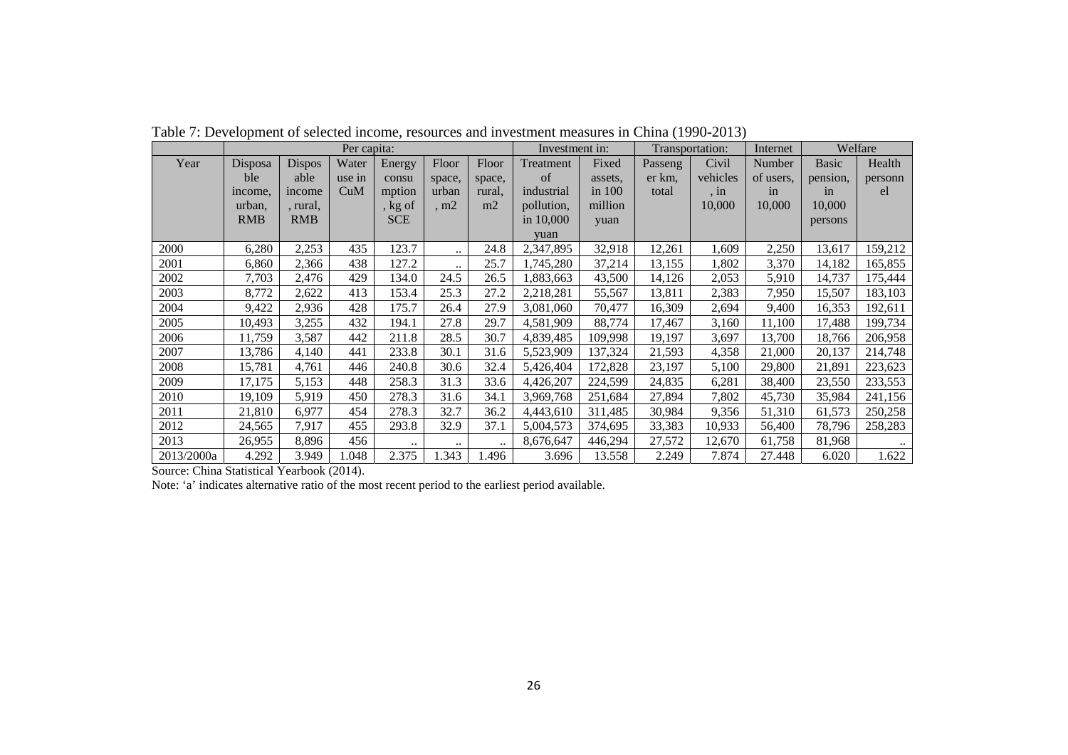Table 7: Development of selected income, resources and investment measures in China (1990-2013)

| | Per capita: | | | | | | Investment in: | | Transportation: | | Internet | Welfare | |
|---|---|---|---|---|---|---|---|---|---|---|---|---|---|
| Year | Disposable income, urban, RMB | Disposable income, rural, RMB | Water use in CuM | Energy consumption, kg of SCE | Floor space, urban, m2 | Floor space, rural, m2 | Treatment of industrial pollution, in 10,000 yuan | Fixed assets, in 100 million yuan | Passenger km, total | Civil vehicles, in 10,000 | Number of users, in 10,000 | Basic pension, in 10,000 persons | Health personnel |
| 2000 | 6,280 | 2,253 | 435 | 123.7 | .. | 24.8 | 2,347,895 | 32,918 | 12,261 | 1,609 | 2,250 | 13,617 | 159,212 |
| 2001 | 6,860 | 2,366 | 438 | 127.2 | .. | 25.7 | 1,745,280 | 37,214 | 13,155 | 1,802 | 3,370 | 14,182 | 165,855 |
| 2002 | 7,703 | 2,476 | 429 | 134.0 | 24.5 | 26.5 | 1,883,663 | 43,500 | 14,126 | 2,053 | 5,910 | 14,737 | 175,444 |
| 2003 | 8,772 | 2,622 | 413 | 153.4 | 25.3 | 27.2 | 2,218,281 | 55,567 | 13,811 | 2,383 | 7,950 | 15,507 | 183,103 |
| 2004 | 9,422 | 2,936 | 428 | 175.7 | 26.4 | 27.9 | 3,081,060 | 70,477 | 16,309 | 2,694 | 9,400 | 16,353 | 192,611 |
| 2005 | 10,493 | 3,255 | 432 | 194.1 | 27.8 | 29.7 | 4,581,909 | 88,774 | 17,467 | 3,160 | 11,100 | 17,488 | 199,734 |
| 2006 | 11,759 | 3,587 | 442 | 211.8 | 28.5 | 30.7 | 4,839,485 | 109,998 | 19,197 | 3,697 | 13,700 | 18,766 | 206,958 |
| 2007 | 13,786 | 4,140 | 441 | 233.8 | 30.1 | 31.6 | 5,523,909 | 137,324 | 21,593 | 4,358 | 21,000 | 20,137 | 214,748 |
| 2008 | 15,781 | 4,761 | 446 | 240.8 | 30.6 | 32.4 | 5,426,404 | 172,828 | 23,197 | 5,100 | 29,800 | 21,891 | 223,623 |
| 2009 | 17,175 | 5,153 | 448 | 258.3 | 31.3 | 33.6 | 4,426,207 | 224,599 | 24,835 | 6,281 | 38,400 | 23,550 | 233,553 |
| 2010 | 19,109 | 5,919 | 450 | 278.3 | 31.6 | 34.1 | 3,969,768 | 251,684 | 27,894 | 7,802 | 45,730 | 35,984 | 241,156 |
| 2011 | 21,810 | 6,977 | 454 | 278.3 | 32.7 | 36.2 | 4,443,610 | 311,485 | 30,984 | 9,356 | 51,310 | 61,573 | 250,258 |
| 2012 | 24,565 | 7,917 | 455 | 293.8 | 32.9 | 37.1 | 5,004,573 | 374,695 | 33,383 | 10,933 | 56,400 | 78,796 | 258,283 |
| 2013 | 26,955 | 8,896 | 456 | .. | .. | .. | 8,676,647 | 446,294 | 27,572 | 12,670 | 61,758 | 81,968 | .. |
| 2013/2000a | 4.292 | 3.949 | 1.048 | 2.375 | 1.343 | 1.496 | 3.696 | 13.558 | 2.249 | 7.874 | 27.448 | 6.020 | 1.622 |

Source: China Statistical Yearbook (2014).

Note: 'a' indicates alternative ratio of the most recent period to the earliest period available.